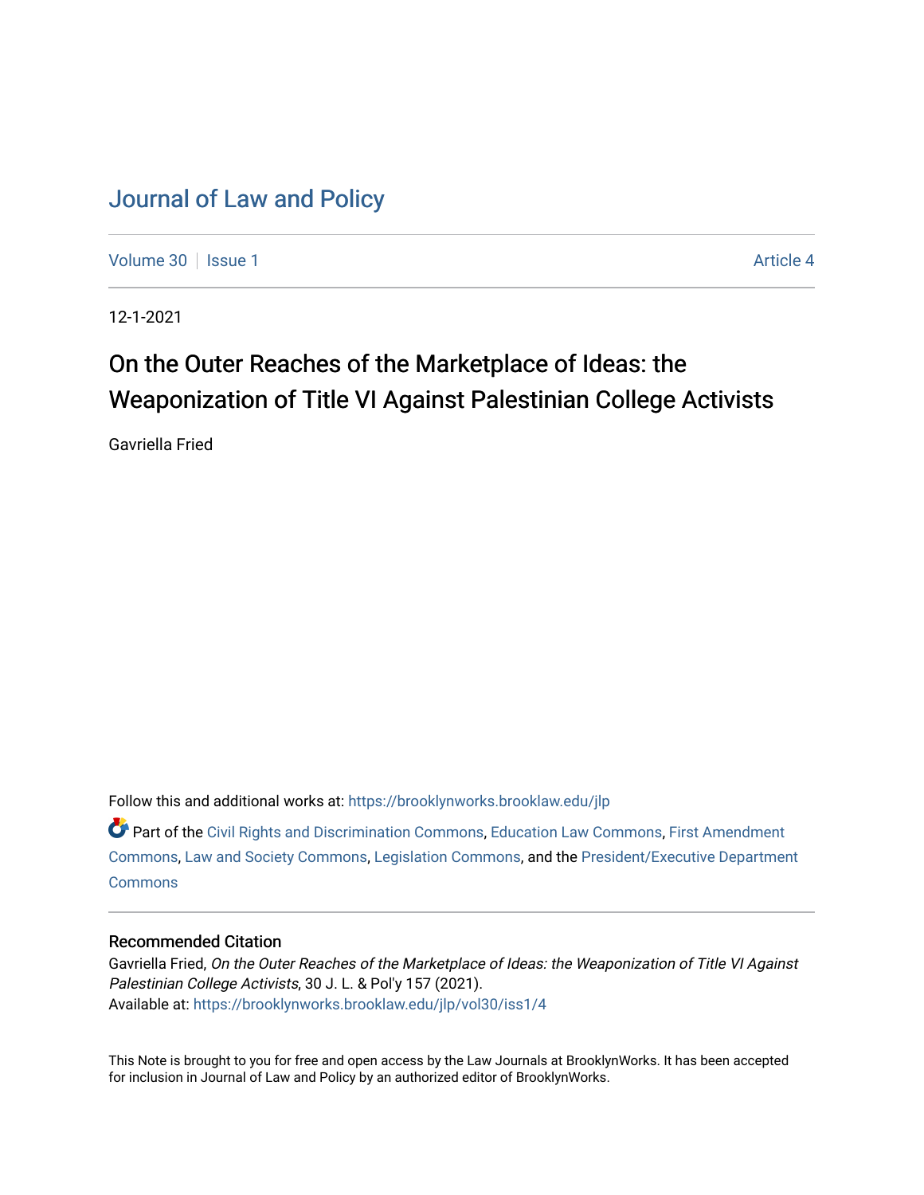# Journal of Law and Policy

Volume 30 | Issue 1 Article 4

12-1-2021

## On the Outer Reaches of the Marketplace of Ideas: the Weaponization of Title VI Against Palestinian College Activists

Gavriella Fried

Follow this and additional works at: https://brooklynworks.brooklaw.edu/jlp

Part of the Civil Rights and Discrimination Commons, Education Law Commons, First Amendment Commons, Law and Society Commons, Legislation Commons, and the President/Executive Department Commons

### Recommended Citation

Gavriella Fried, *On the Outer Reaches of the Marketplace of Ideas: the Weaponization of Title VI Against Palestinian College Activists*, 30 J. L. & Pol'y 157 (2021).
Available at: https://brooklynworks.brooklaw.edu/jlp/vol30/iss1/4

This Note is brought to you for free and open access by the Law Journals at BrooklynWorks. It has been accepted for inclusion in Journal of Law and Policy by an authorized editor of BrooklynWorks.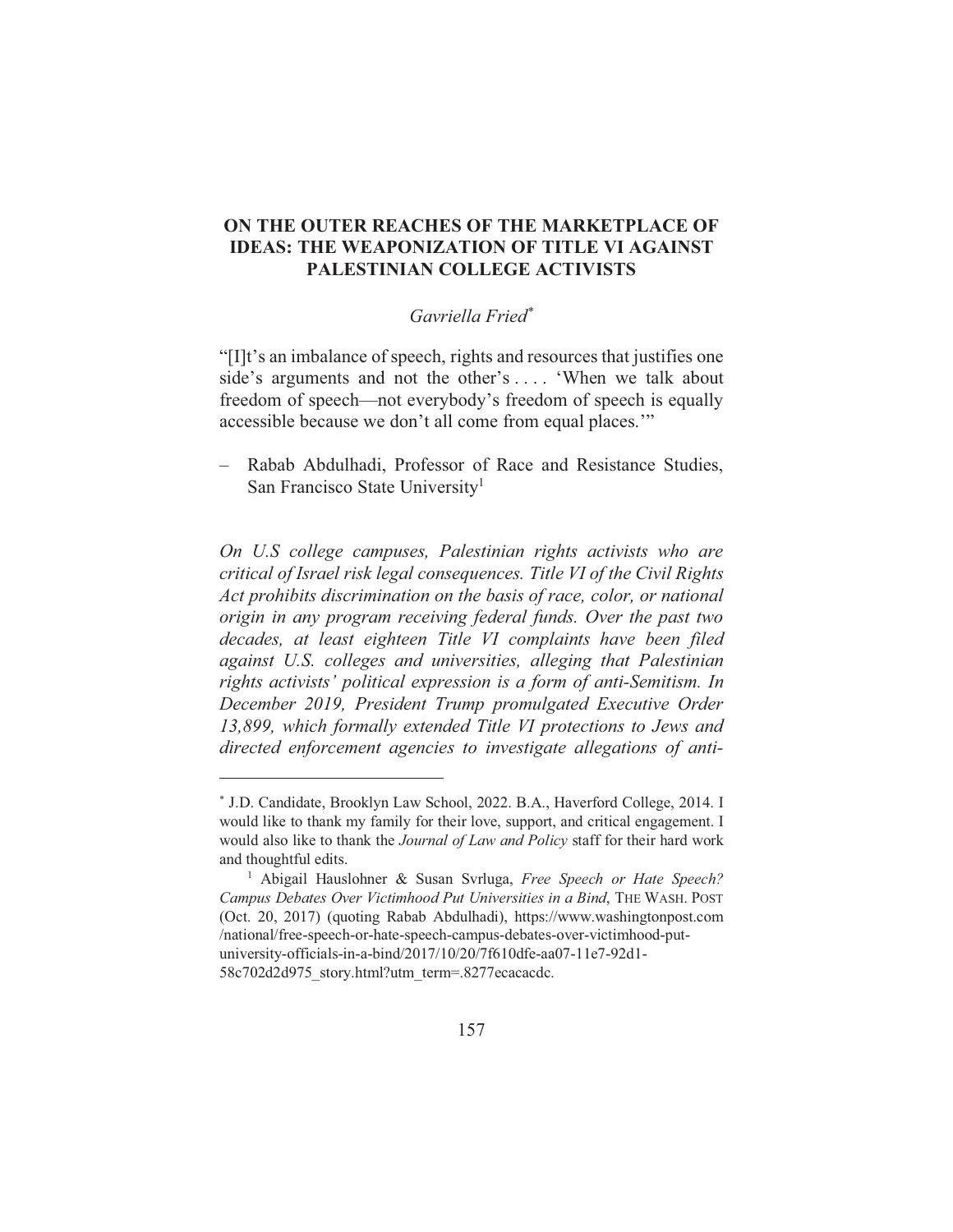# ON THE OUTER REACHES OF THE MARKETPLACE OF IDEAS: THE WEAPONIZATION OF TITLE VI AGAINST PALESTINIAN COLLEGE ACTIVISTS

*Gavriella Fried*[*]

"[I]t's an imbalance of speech, rights and resources that justifies one side's arguments and not the other's . . . . 'When we talk about freedom of speech—not everybody's freedom of speech is equally accessible because we don't all come from equal places.'"

– Rabab Abdulhadi, Professor of Race and Resistance Studies, San Francisco State University[1]

*On U.S college campuses, Palestinian rights activists who are critical of Israel risk legal consequences. Title VI of the Civil Rights Act prohibits discrimination on the basis of race, color, or national origin in any program receiving federal funds. Over the past two decades, at least eighteen Title VI complaints have been filed against U.S. colleges and universities, alleging that Palestinian rights activists' political expression is a form of anti-Semitism. In December 2019, President Trump promulgated Executive Order 13,899, which formally extended Title VI protections to Jews and directed enforcement agencies to investigate allegations of anti-*

---

[*] J.D. Candidate, Brooklyn Law School, 2022. B.A., Haverford College, 2014. I would like to thank my family for their love, support, and critical engagement. I would also like to thank the *Journal of Law and Policy* staff for their hard work and thoughtful edits.

[1] Abigail Hauslohner & Susan Svrluga, *Free Speech or Hate Speech? Campus Debates Over Victimhood Put Universities in a Bind*, THE WASH. POST (Oct. 20, 2017) (quoting Rabab Abdulhadi), https://www.washingtonpost.com/national/free-speech-or-hate-speech-campus-debates-over-victimhood-put-university-officials-in-a-bind/2017/10/20/7f610dfe-aa07-11e7-92d1-58c702d2d975_story.html?utm_term=.8277ecacacdc.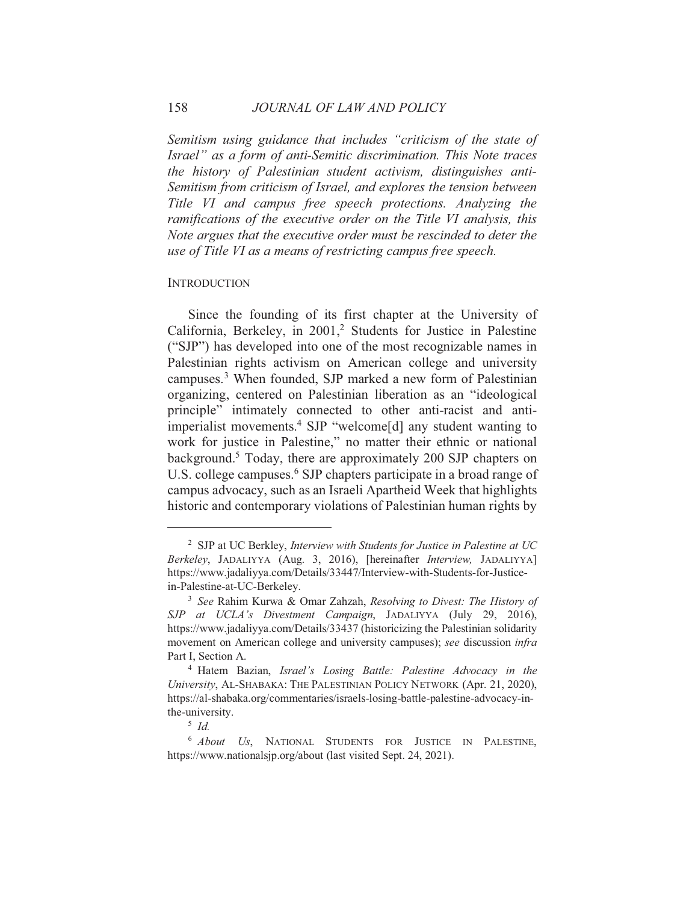*Semitism using guidance that includes "criticism of the state of Israel" as a form of anti-Semitic discrimination. This Note traces the history of Palestinian student activism, distinguishes anti-Semitism from criticism of Israel, and explores the tension between Title VI and campus free speech protections. Analyzing the ramifications of the executive order on the Title VI analysis, this Note argues that the executive order must be rescinded to deter the use of Title VI as a means of restricting campus free speech.*

## INTRODUCTION

Since the founding of its first chapter at the University of California, Berkeley, in 2001,[2] Students for Justice in Palestine ("SJP") has developed into one of the most recognizable names in Palestinian rights activism on American college and university campuses.[3] When founded, SJP marked a new form of Palestinian organizing, centered on Palestinian liberation as an "ideological principle" intimately connected to other anti-racist and anti-imperialist movements.[4] SJP "welcome[d] any student wanting to work for justice in Palestine," no matter their ethnic or national background.[5] Today, there are approximately 200 SJP chapters on U.S. college campuses.[6] SJP chapters participate in a broad range of campus advocacy, such as an Israeli Apartheid Week that highlights historic and contemporary violations of Palestinian human rights by

---

[2] SJP at UC Berkley, *Interview with Students for Justice in Palestine at UC Berkeley*, JADALIYYA (Aug. 3, 2016), [hereinafter *Interview,* JADALIYYA] https://www.jadaliyya.com/Details/33447/Interview-with-Students-for-Justice-in-Palestine-at-UC-Berkeley.

[3] *See* Rahim Kurwa & Omar Zahzah, *Resolving to Divest: The History of SJP at UCLA's Divestment Campaign*, JADALIYYA (July 29, 2016), https://www.jadaliyya.com/Details/33437 (historicizing the Palestinian solidarity movement on American college and university campuses); *see* discussion *infra* Part I, Section A.

[4] Hatem Bazian, *Israel's Losing Battle: Palestine Advocacy in the University*, AL-SHABAKA: THE PALESTINIAN POLICY NETWORK (Apr. 21, 2020), https://al-shabaka.org/commentaries/israels-losing-battle-palestine-advocacy-in-the-university.

[5] *Id.*

[6] *About Us*, NATIONAL STUDENTS FOR JUSTICE IN PALESTINE, https://www.nationalsjp.org/about (last visited Sept. 24, 2021).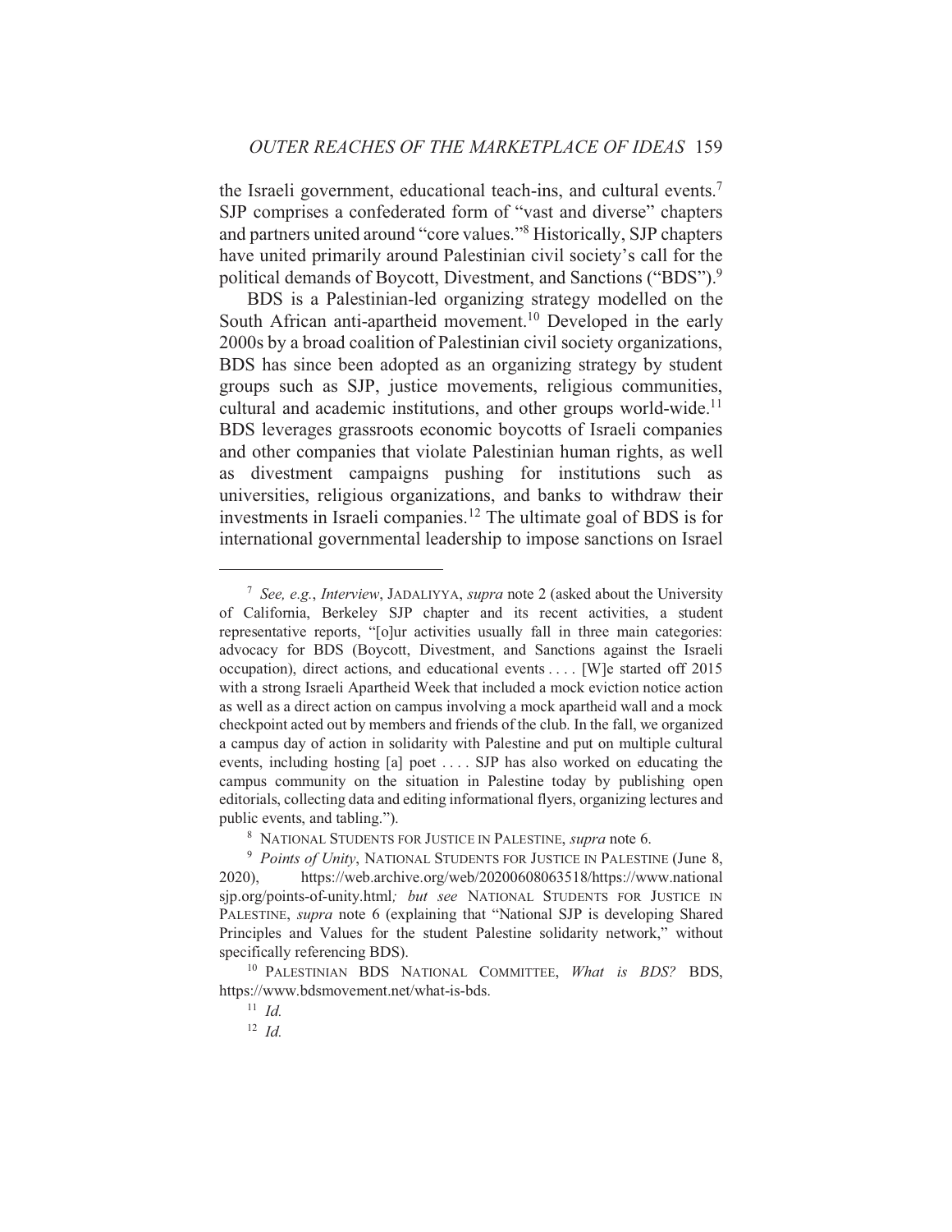the Israeli government, educational teach-ins, and cultural events.[7] SJP comprises a confederated form of "vast and diverse" chapters and partners united around "core values."[8] Historically, SJP chapters have united primarily around Palestinian civil society's call for the political demands of Boycott, Divestment, and Sanctions ("BDS").[9]

BDS is a Palestinian-led organizing strategy modelled on the South African anti-apartheid movement.[10] Developed in the early 2000s by a broad coalition of Palestinian civil society organizations, BDS has since been adopted as an organizing strategy by student groups such as SJP, justice movements, religious communities, cultural and academic institutions, and other groups world-wide.[11] BDS leverages grassroots economic boycotts of Israeli companies and other companies that violate Palestinian human rights, as well as divestment campaigns pushing for institutions such as universities, religious organizations, and banks to withdraw their investments in Israeli companies.[12] The ultimate goal of BDS is for international governmental leadership to impose sanctions on Israel

---

[7] *See, e.g.*, *Interview*, JADALIYYA, *supra* note 2 (asked about the University of California, Berkeley SJP chapter and its recent activities, a student representative reports, "[o]ur activities usually fall in three main categories: advocacy for BDS (Boycott, Divestment, and Sanctions against the Israeli occupation), direct actions, and educational events . . . . [W]e started off 2015 with a strong Israeli Apartheid Week that included a mock eviction notice action as well as a direct action on campus involving a mock apartheid wall and a mock checkpoint acted out by members and friends of the club. In the fall, we organized a campus day of action in solidarity with Palestine and put on multiple cultural events, including hosting [a] poet . . . . SJP has also worked on educating the campus community on the situation in Palestine today by publishing open editorials, collecting data and editing informational flyers, organizing lectures and public events, and tabling.").

[8] NATIONAL STUDENTS FOR JUSTICE IN PALESTINE, *supra* note 6.

[9] *Points of Unity*, NATIONAL STUDENTS FOR JUSTICE IN PALESTINE (June 8, 2020), https://web.archive.org/web/20200608063518/https://www.nationalsjp.org/points-of-unity.html*; but see* NATIONAL STUDENTS FOR JUSTICE IN PALESTINE, *supra* note 6 (explaining that "National SJP is developing Shared Principles and Values for the student Palestine solidarity network," without specifically referencing BDS).

[10] PALESTINIAN BDS NATIONAL COMMITTEE, *What is BDS?* BDS, https://www.bdsmovement.net/what-is-bds.

[11] *Id.*

[12] *Id.*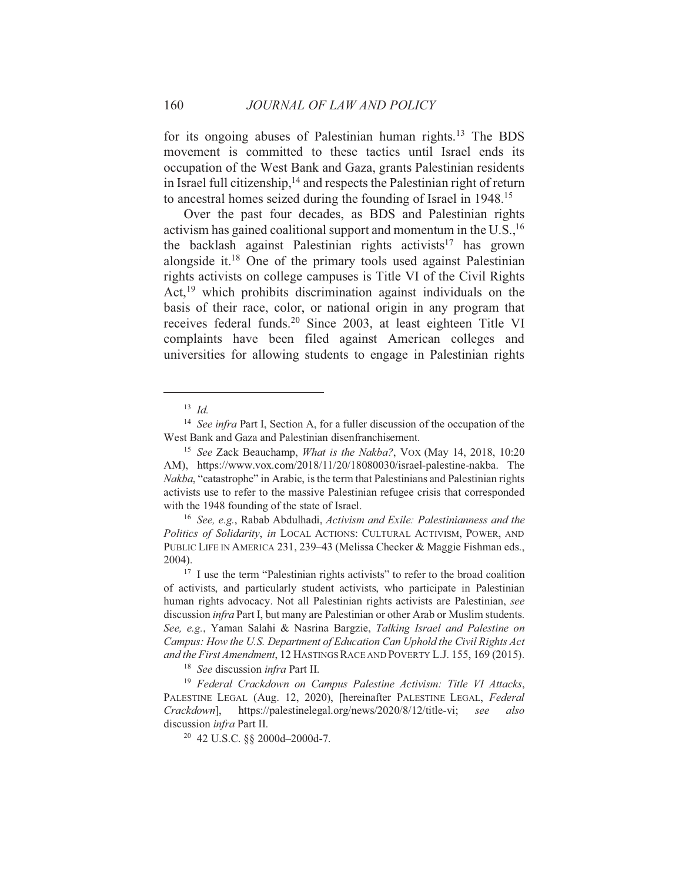for its ongoing abuses of Palestinian human rights.[13] The BDS movement is committed to these tactics until Israel ends its occupation of the West Bank and Gaza, grants Palestinian residents in Israel full citizenship,[14] and respects the Palestinian right of return to ancestral homes seized during the founding of Israel in 1948.[15]

Over the past four decades, as BDS and Palestinian rights activism has gained coalitional support and momentum in the U.S.,[16] the backlash against Palestinian rights activists[17] has grown alongside it.[18] One of the primary tools used against Palestinian rights activists on college campuses is Title VI of the Civil Rights Act,[19] which prohibits discrimination against individuals on the basis of their race, color, or national origin in any program that receives federal funds.[20] Since 2003, at least eighteen Title VI complaints have been filed against American colleges and universities for allowing students to engage in Palestinian rights

---

[13] *Id.*

[14] *See infra* Part I, Section A, for a fuller discussion of the occupation of the West Bank and Gaza and Palestinian disenfranchisement.

[15] *See* Zack Beauchamp, *What is the Nakba?*, VOX (May 14, 2018, 10:20 AM), https://www.vox.com/2018/11/20/18080030/israel-palestine-nakba. The *Nakba*, "catastrophe" in Arabic, is the term that Palestinians and Palestinian rights activists use to refer to the massive Palestinian refugee crisis that corresponded with the 1948 founding of the state of Israel.

[16] *See, e.g.*, Rabab Abdulhadi, *Activism and Exile: Palestinianness and the Politics of Solidarity*, *in* LOCAL ACTIONS: CULTURAL ACTIVISM, POWER, AND PUBLIC LIFE IN AMERICA 231, 239–43 (Melissa Checker & Maggie Fishman eds., 2004).

[17] I use the term "Palestinian rights activists" to refer to the broad coalition of activists, and particularly student activists, who participate in Palestinian human rights advocacy. Not all Palestinian rights activists are Palestinian, *see* discussion *infra* Part I, but many are Palestinian or other Arab or Muslim students. *See, e.g.*, Yaman Salahi & Nasrina Bargzie, *Talking Israel and Palestine on Campus: How the U.S. Department of Education Can Uphold the Civil Rights Act and the First Amendment*, 12 HASTINGS RACE AND POVERTY L.J. 155, 169 (2015).

[18] *See* discussion *infra* Part II.

[19] *Federal Crackdown on Campus Palestine Activism: Title VI Attacks*, PALESTINE LEGAL (Aug. 12, 2020), [hereinafter PALESTINE LEGAL, *Federal Crackdown*], https://palestinelegal.org/news/2020/8/12/title-vi; *see also* discussion *infra* Part II.

[20] 42 U.S.C. §§ 2000d–2000d-7.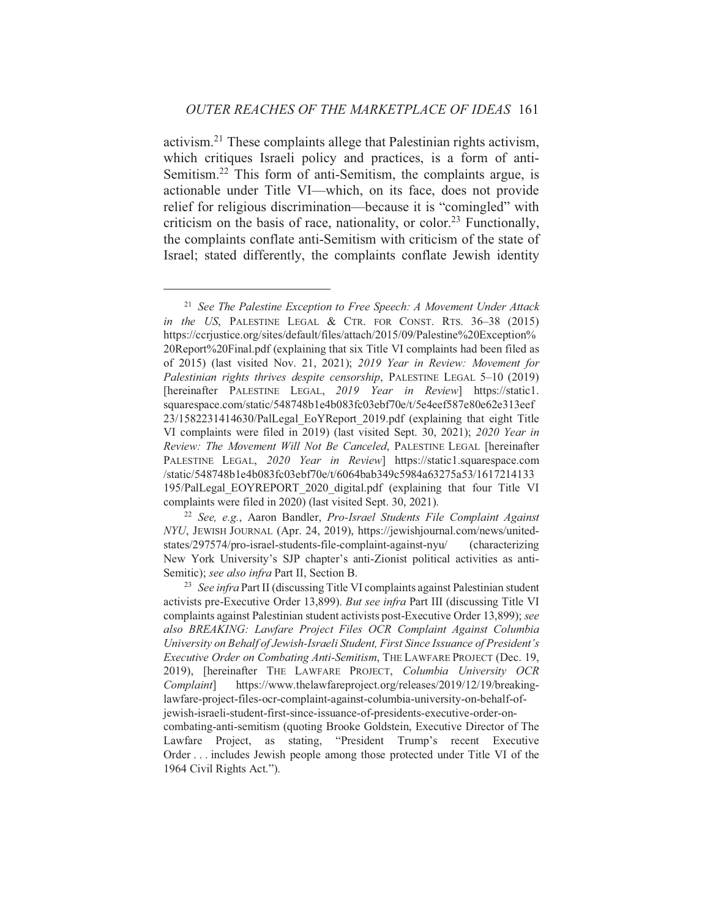activism.[21] These complaints allege that Palestinian rights activism, which critiques Israeli policy and practices, is a form of anti-Semitism.[22] This form of anti-Semitism, the complaints argue, is actionable under Title VI—which, on its face, does not provide relief for religious discrimination—because it is "comingled" with criticism on the basis of race, nationality, or color.[23] Functionally, the complaints conflate anti-Semitism with criticism of the state of Israel; stated differently, the complaints conflate Jewish identity

---

[21] *See The Palestine Exception to Free Speech: A Movement Under Attack in the US*, PALESTINE LEGAL & CTR. FOR CONST. RTS. 36–38 (2015) https://ccrjustice.org/sites/default/files/attach/2015/09/Palestine%20Exception%20Report%20Final.pdf (explaining that six Title VI complaints had been filed as of 2015) (last visited Nov. 21, 2021); *2019 Year in Review: Movement for Palestinian rights thrives despite censorship*, PALESTINE LEGAL 5–10 (2019) [hereinafter PALESTINE LEGAL, *2019 Year in Review*] https://static1.squarespace.com/static/548748b1e4b083fc03ebf70e/t/5e4eef587e80e62e313eef23/1582231414630/PalLegal_EoYReport_2019.pdf (explaining that eight Title VI complaints were filed in 2019) (last visited Sept. 30, 2021); *2020 Year in Review: The Movement Will Not Be Canceled*, PALESTINE LEGAL [hereinafter PALESTINE LEGAL, *2020 Year in Review*] https://static1.squarespace.com/static/548748b1e4b083fc03ebf70e/t/6064bab349c5984a63275a53/1617214133195/PalLegal_EOYREPORT_2020_digital.pdf (explaining that four Title VI complaints were filed in 2020) (last visited Sept. 30, 2021).

[22] *See, e.g.*, Aaron Bandler, *Pro-Israel Students File Complaint Against NYU*, JEWISH JOURNAL (Apr. 24, 2019), https://jewishjournal.com/news/united-states/297574/pro-israel-students-file-complaint-against-nyu/ (characterizing New York University's SJP chapter's anti-Zionist political activities as anti-Semitic); *see also infra* Part II, Section B.

[23] *See infra* Part II (discussing Title VI complaints against Palestinian student activists pre-Executive Order 13,899). *But see infra* Part III (discussing Title VI complaints against Palestinian student activists post-Executive Order 13,899); *see also BREAKING: Lawfare Project Files OCR Complaint Against Columbia University on Behalf of Jewish-Israeli Student, First Since Issuance of President's Executive Order on Combating Anti-Semitism*, THE LAWFARE PROJECT (Dec. 19, 2019), [hereinafter THE LAWFARE PROJECT, *Columbia University OCR Complaint*] https://www.thelawfareproject.org/releases/2019/12/19/breaking-lawfare-project-files-ocr-complaint-against-columbia-university-on-behalf-of-jewish-israeli-student-first-since-issuance-of-presidents-executive-order-on-combating-anti-semitism (quoting Brooke Goldstein, Executive Director of The Lawfare Project, as stating, "President Trump's recent Executive Order . . . includes Jewish people among those protected under Title VI of the 1964 Civil Rights Act.").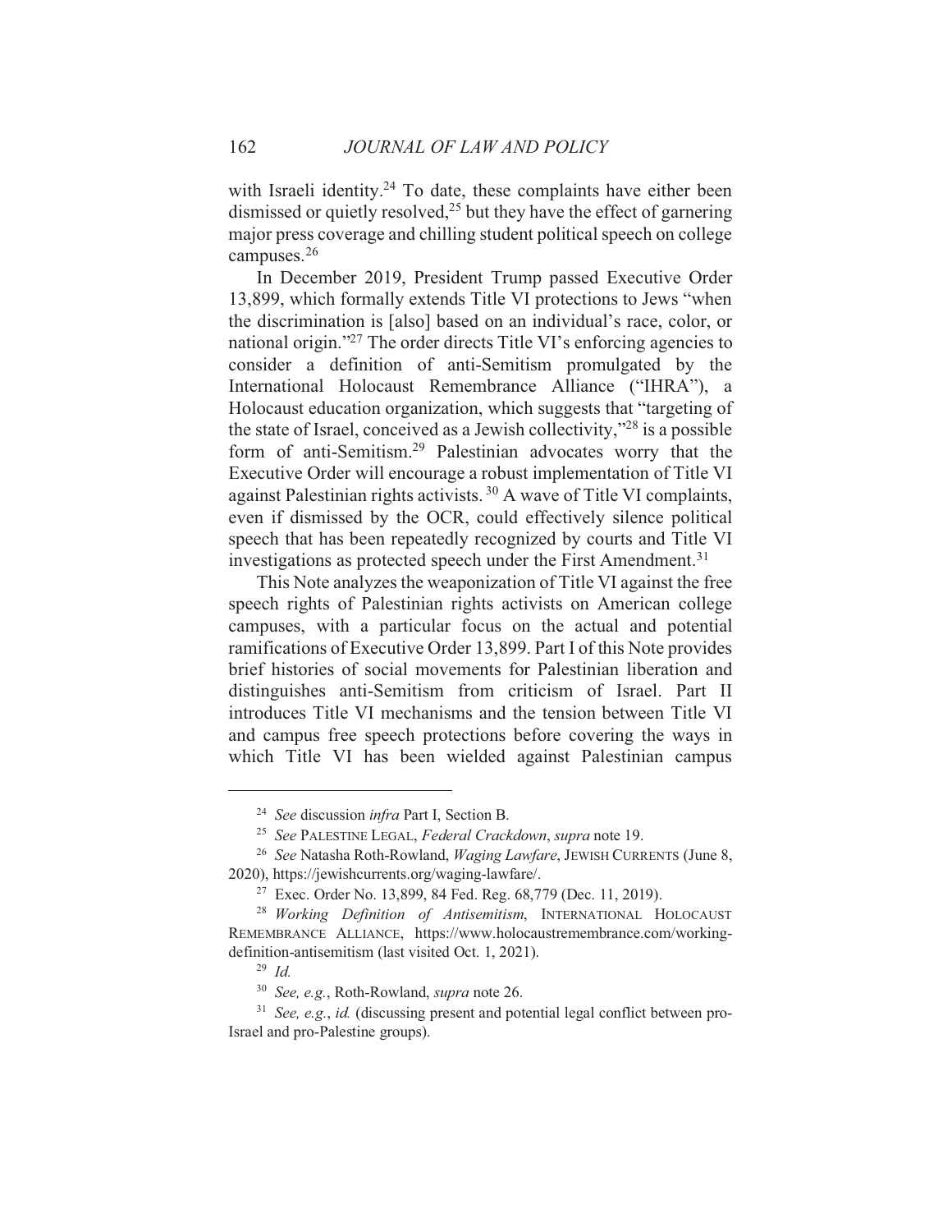with Israeli identity.[24] To date, these complaints have either been dismissed or quietly resolved,[25] but they have the effect of garnering major press coverage and chilling student political speech on college campuses.[26]

In December 2019, President Trump passed Executive Order 13,899, which formally extends Title VI protections to Jews "when the discrimination is [also] based on an individual's race, color, or national origin."[27] The order directs Title VI's enforcing agencies to consider a definition of anti-Semitism promulgated by the International Holocaust Remembrance Alliance ("IHRA"), a Holocaust education organization, which suggests that "targeting of the state of Israel, conceived as a Jewish collectivity,"[28] is a possible form of anti-Semitism.[29] Palestinian advocates worry that the Executive Order will encourage a robust implementation of Title VI against Palestinian rights activists.[30] A wave of Title VI complaints, even if dismissed by the OCR, could effectively silence political speech that has been repeatedly recognized by courts and Title VI investigations as protected speech under the First Amendment.[31]

This Note analyzes the weaponization of Title VI against the free speech rights of Palestinian rights activists on American college campuses, with a particular focus on the actual and potential ramifications of Executive Order 13,899. Part I of this Note provides brief histories of social movements for Palestinian liberation and distinguishes anti-Semitism from criticism of Israel. Part II introduces Title VI mechanisms and the tension between Title VI and campus free speech protections before covering the ways in which Title VI has been wielded against Palestinian campus

---

[24] *See* discussion *infra* Part I, Section B.

[25] *See* PALESTINE LEGAL, *Federal Crackdown*, *supra* note 19.

[26] *See* Natasha Roth-Rowland, *Waging Lawfare*, JEWISH CURRENTS (June 8, 2020), https://jewishcurrents.org/waging-lawfare/.

[27] Exec. Order No. 13,899, 84 Fed. Reg. 68,779 (Dec. 11, 2019).

[28] *Working Definition of Antisemitism*, INTERNATIONAL HOLOCAUST REMEMBRANCE ALLIANCE, https://www.holocaustremembrance.com/working-definition-antisemitism (last visited Oct. 1, 2021).

[29] *Id.*

[30] *See, e.g.*, Roth-Rowland, *supra* note 26.

[31] *See, e.g.*, *id.* (discussing present and potential legal conflict between pro-Israel and pro-Palestine groups).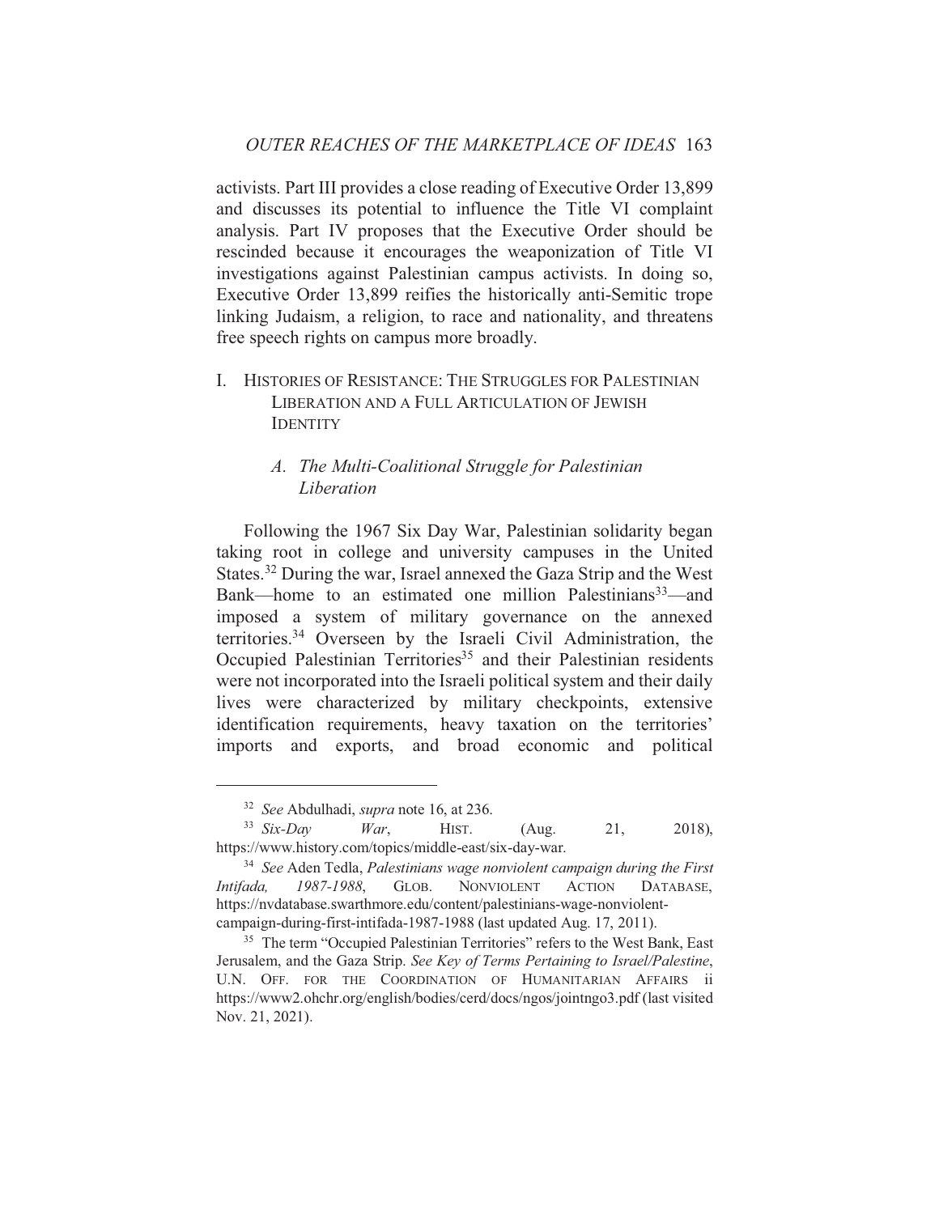activists. Part III provides a close reading of Executive Order 13,899 and discusses its potential to influence the Title VI complaint analysis. Part IV proposes that the Executive Order should be rescinded because it encourages the weaponization of Title VI investigations against Palestinian campus activists. In doing so, Executive Order 13,899 reifies the historically anti-Semitic trope linking Judaism, a religion, to race and nationality, and threatens free speech rights on campus more broadly.

## I. HISTORIES OF RESISTANCE: THE STRUGGLES FOR PALESTINIAN LIBERATION AND A FULL ARTICULATION OF JEWISH IDENTITY

### *A. The Multi-Coalitional Struggle for Palestinian Liberation*

Following the 1967 Six Day War, Palestinian solidarity began taking root in college and university campuses in the United States.[32] During the war, Israel annexed the Gaza Strip and the West Bank—home to an estimated one million Palestinians[33]—and imposed a system of military governance on the annexed territories.[34] Overseen by the Israeli Civil Administration, the Occupied Palestinian Territories[35] and their Palestinian residents were not incorporated into the Israeli political system and their daily lives were characterized by military checkpoints, extensive identification requirements, heavy taxation on the territories' imports and exports, and broad economic and political

---

[32] *See* Abdulhadi, *supra* note 16, at 236.

[33] *Six-Day War*, HIST. (Aug. 21, 2018), https://www.history.com/topics/middle-east/six-day-war.

[34] *See* Aden Tedla, *Palestinians wage nonviolent campaign during the First Intifada, 1987-1988*, GLOB. NONVIOLENT ACTION DATABASE, https://nvdatabase.swarthmore.edu/content/palestinians-wage-nonviolent-campaign-during-first-intifada-1987-1988 (last updated Aug. 17, 2011).

[35] The term "Occupied Palestinian Territories" refers to the West Bank, East Jerusalem, and the Gaza Strip. *See Key of Terms Pertaining to Israel/Palestine*, U.N. OFF. FOR THE COORDINATION OF HUMANITARIAN AFFAIRS ii https://www2.ohchr.org/english/bodies/cerd/docs/ngos/jointngo3.pdf (last visited Nov. 21, 2021).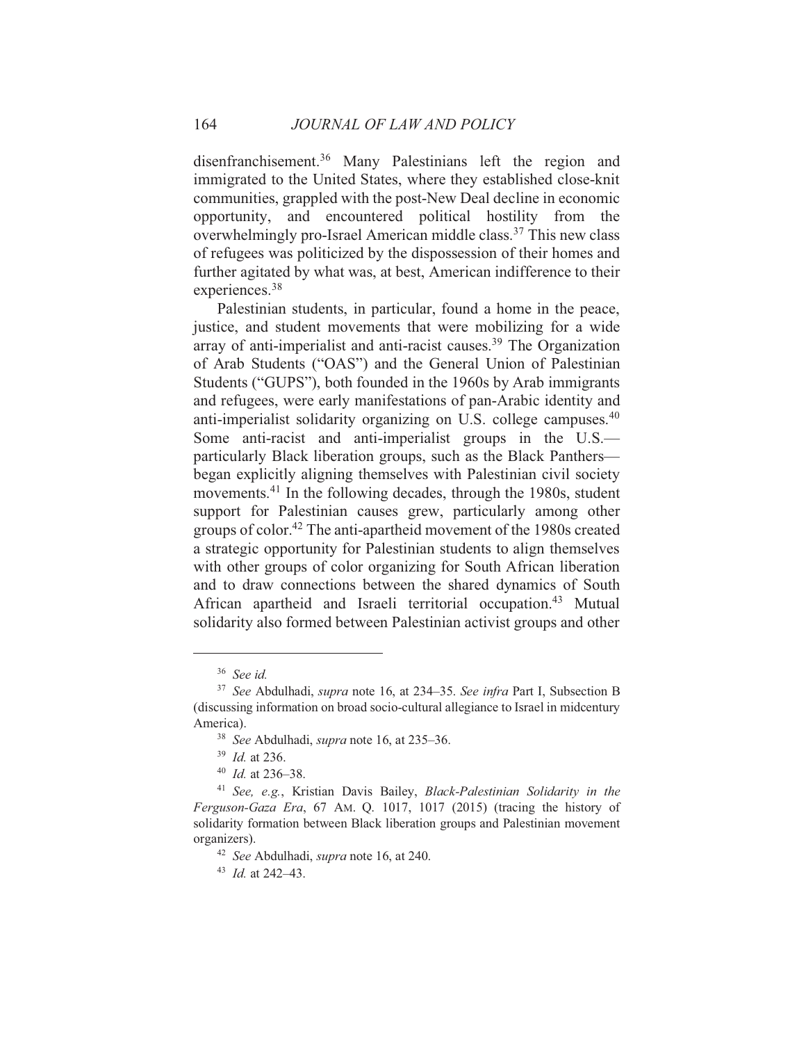disenfranchisement.[36] Many Palestinians left the region and immigrated to the United States, where they established close-knit communities, grappled with the post-New Deal decline in economic opportunity, and encountered political hostility from the overwhelmingly pro-Israel American middle class.[37] This new class of refugees was politicized by the dispossession of their homes and further agitated by what was, at best, American indifference to their experiences.[38]

Palestinian students, in particular, found a home in the peace, justice, and student movements that were mobilizing for a wide array of anti-imperialist and anti-racist causes.[39] The Organization of Arab Students ("OAS") and the General Union of Palestinian Students ("GUPS"), both founded in the 1960s by Arab immigrants and refugees, were early manifestations of pan-Arabic identity and anti-imperialist solidarity organizing on U.S. college campuses.[40] Some anti-racist and anti-imperialist groups in the U.S.—particularly Black liberation groups, such as the Black Panthers—began explicitly aligning themselves with Palestinian civil society movements.[41] In the following decades, through the 1980s, student support for Palestinian causes grew, particularly among other groups of color.[42] The anti-apartheid movement of the 1980s created a strategic opportunity for Palestinian students to align themselves with other groups of color organizing for South African liberation and to draw connections between the shared dynamics of South African apartheid and Israeli territorial occupation.[43] Mutual solidarity also formed between Palestinian activist groups and other

---

[36] *See id.*

[37] *See* Abdulhadi, *supra* note 16, at 234–35. *See infra* Part I, Subsection B (discussing information on broad socio-cultural allegiance to Israel in midcentury America).

[38] *See* Abdulhadi, *supra* note 16, at 235–36.

[39] *Id.* at 236.

[40] *Id.* at 236–38.

[41] *See, e.g.*, Kristian Davis Bailey, *Black-Palestinian Solidarity in the Ferguson-Gaza Era*, 67 AM. Q. 1017, 1017 (2015) (tracing the history of solidarity formation between Black liberation groups and Palestinian movement organizers).

[42] *See* Abdulhadi, *supra* note 16, at 240.

[43] *Id.* at 242–43.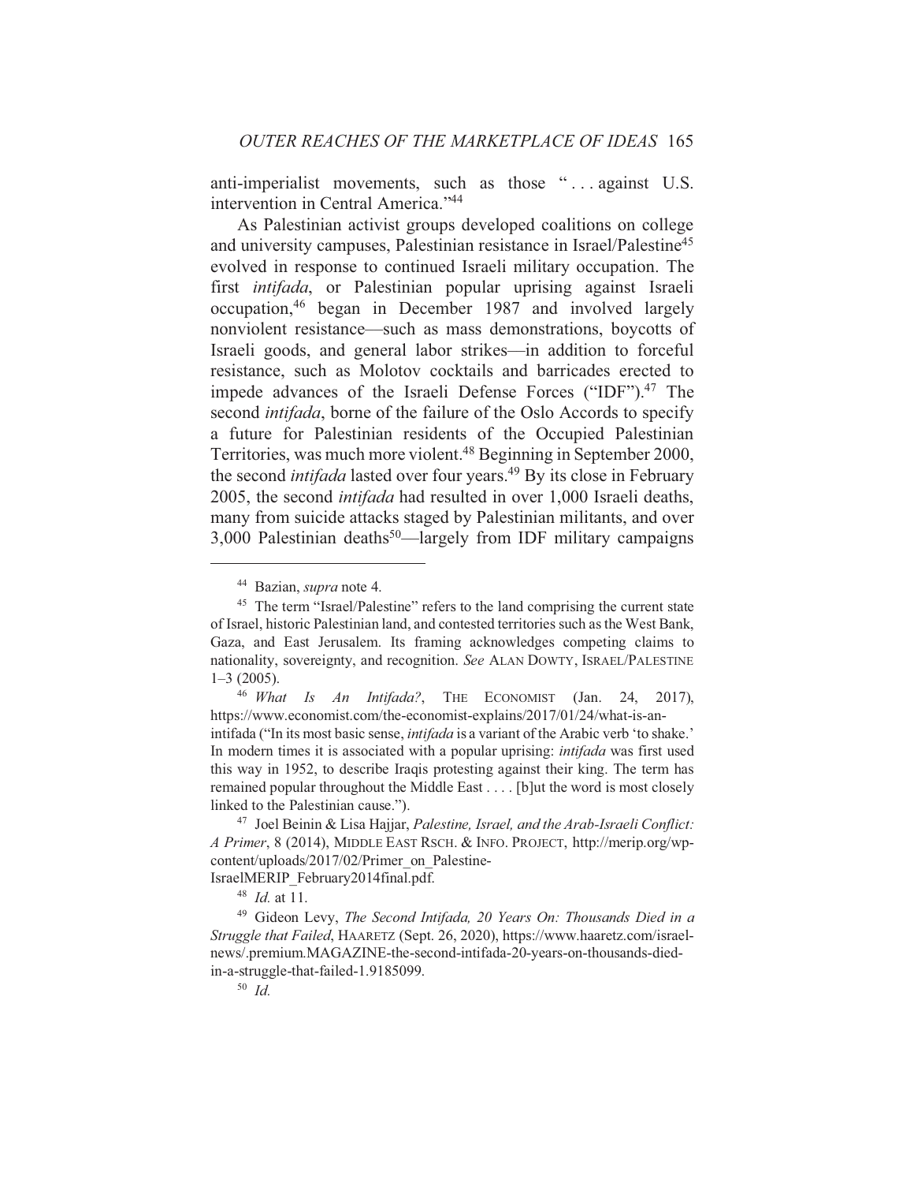anti-imperialist movements, such as those ". . . against U.S. intervention in Central America."[44]

As Palestinian activist groups developed coalitions on college and university campuses, Palestinian resistance in Israel/Palestine[45] evolved in response to continued Israeli military occupation. The first *intifada*, or Palestinian popular uprising against Israeli occupation,[46] began in December 1987 and involved largely nonviolent resistance—such as mass demonstrations, boycotts of Israeli goods, and general labor strikes—in addition to forceful resistance, such as Molotov cocktails and barricades erected to impede advances of the Israeli Defense Forces ("IDF").[47] The second *intifada*, borne of the failure of the Oslo Accords to specify a future for Palestinian residents of the Occupied Palestinian Territories, was much more violent.[48] Beginning in September 2000, the second *intifada* lasted over four years.[49] By its close in February 2005, the second *intifada* had resulted in over 1,000 Israeli deaths, many from suicide attacks staged by Palestinian militants, and over 3,000 Palestinian deaths[50]—largely from IDF military campaigns

---

[44] Bazian, *supra* note 4.

[45] The term "Israel/Palestine" refers to the land comprising the current state of Israel, historic Palestinian land, and contested territories such as the West Bank, Gaza, and East Jerusalem. Its framing acknowledges competing claims to nationality, sovereignty, and recognition. *See* ALAN DOWTY, ISRAEL/PALESTINE 1–3 (2005).

[46] *What Is An Intifada?*, THE ECONOMIST (Jan. 24, 2017), https://www.economist.com/the-economist-explains/2017/01/24/what-is-an-intifada ("In its most basic sense, *intifada* is a variant of the Arabic verb 'to shake.' In modern times it is associated with a popular uprising: *intifada* was first used this way in 1952, to describe Iraqis protesting against their king. The term has remained popular throughout the Middle East . . . . [b]ut the word is most closely linked to the Palestinian cause.").

[47] Joel Beinin & Lisa Hajjar, *Palestine, Israel, and the Arab-Israeli Conflict: A Primer*, 8 (2014), MIDDLE EAST RSCH. & INFO. PROJECT, http://merip.org/wp-content/uploads/2017/02/Primer_on_Palestine-IsraelMERIP_February2014final.pdf.

[48] *Id.* at 11.

[49] Gideon Levy, *The Second Intifada, 20 Years On: Thousands Died in a Struggle that Failed*, HAARETZ (Sept. 26, 2020), https://www.haaretz.com/israel-news/.premium.MAGAZINE-the-second-intifada-20-years-on-thousands-died-in-a-struggle-that-failed-1.9185099.

[50] *Id.*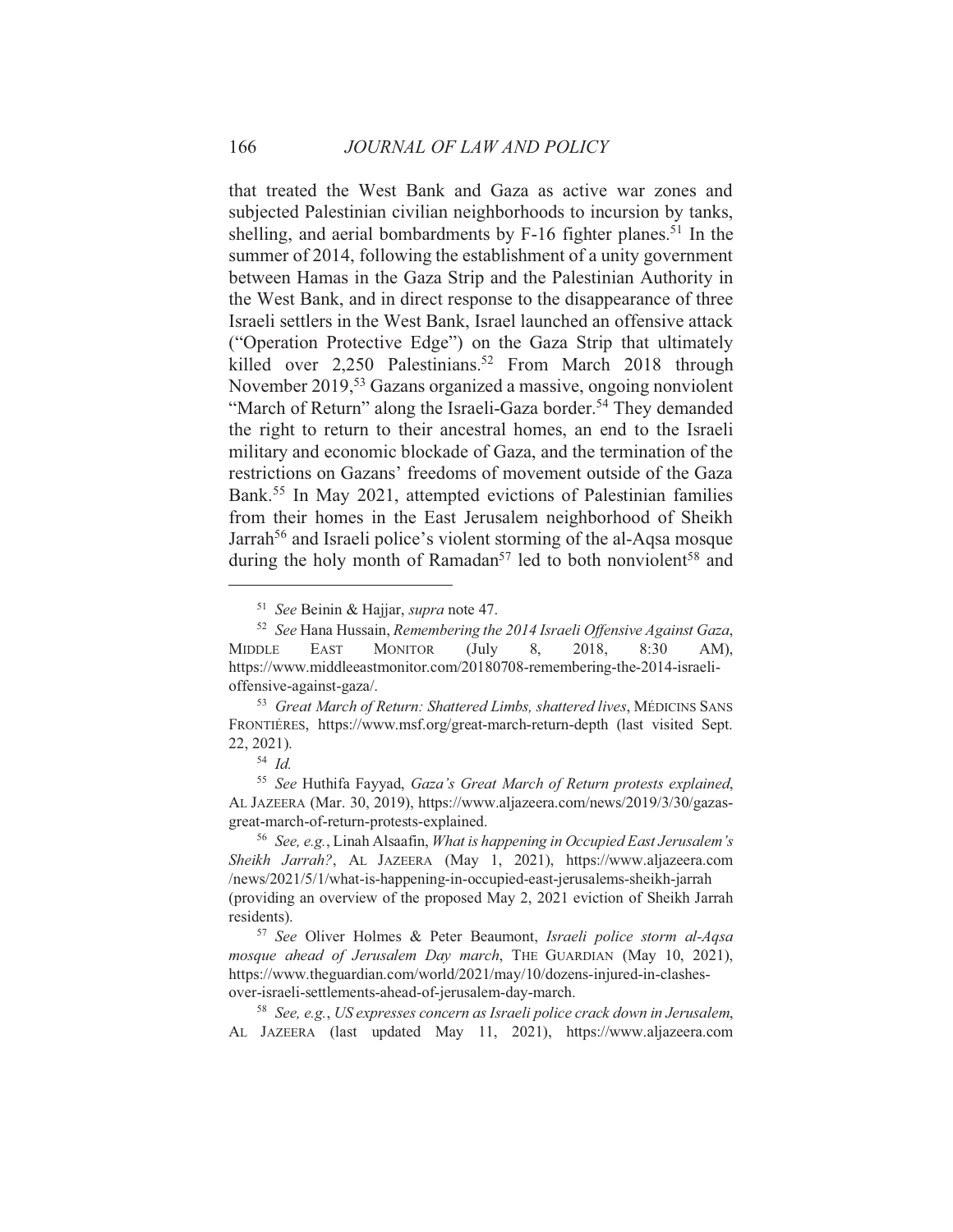that treated the West Bank and Gaza as active war zones and subjected Palestinian civilian neighborhoods to incursion by tanks, shelling, and aerial bombardments by F-16 fighter planes.[51] In the summer of 2014, following the establishment of a unity government between Hamas in the Gaza Strip and the Palestinian Authority in the West Bank, and in direct response to the disappearance of three Israeli settlers in the West Bank, Israel launched an offensive attack ("Operation Protective Edge") on the Gaza Strip that ultimately killed over 2,250 Palestinians.[52] From March 2018 through November 2019,[53] Gazans organized a massive, ongoing nonviolent "March of Return" along the Israeli-Gaza border.[54] They demanded the right to return to their ancestral homes, an end to the Israeli military and economic blockade of Gaza, and the termination of the restrictions on Gazans' freedoms of movement outside of the Gaza Bank.[55] In May 2021, attempted evictions of Palestinian families from their homes in the East Jerusalem neighborhood of Sheikh Jarrah[56] and Israeli police's violent storming of the al-Aqsa mosque during the holy month of Ramadan[57] led to both nonviolent[58] and

---

[51] *See* Beinin & Hajjar, *supra* note 47.

[52] *See* Hana Hussain, *Remembering the 2014 Israeli Offensive Against Gaza*, MIDDLE EAST MONITOR (July 8, 2018, 8:30 AM), https://www.middleeastmonitor.com/20180708-remembering-the-2014-israeli-offensive-against-gaza/.

[53] *Great March of Return: Shattered Limbs, shattered lives*, MÉDICINS SANS FRONTIÉRES, https://www.msf.org/great-march-return-depth (last visited Sept. 22, 2021).

[54] *Id.*

[55] *See* Huthifa Fayyad, *Gaza's Great March of Return protests explained*, AL JAZEERA (Mar. 30, 2019), https://www.aljazeera.com/news/2019/3/30/gazas-great-march-of-return-protests-explained.

[56] *See, e.g.*, Linah Alsaafin, *What is happening in Occupied East Jerusalem's Sheikh Jarrah?*, AL JAZEERA (May 1, 2021), https://www.aljazeera.com/news/2021/5/1/what-is-happening-in-occupied-east-jerusalems-sheikh-jarrah (providing an overview of the proposed May 2, 2021 eviction of Sheikh Jarrah residents).

[57] *See* Oliver Holmes & Peter Beaumont, *Israeli police storm al-Aqsa mosque ahead of Jerusalem Day march*, THE GUARDIAN (May 10, 2021), https://www.theguardian.com/world/2021/may/10/dozens-injured-in-clashes-over-israeli-settlements-ahead-of-jerusalem-day-march.

[58] *See, e.g.*, *US expresses concern as Israeli police crack down in Jerusalem*, AL JAZEERA (last updated May 11, 2021), https://www.aljazeera.com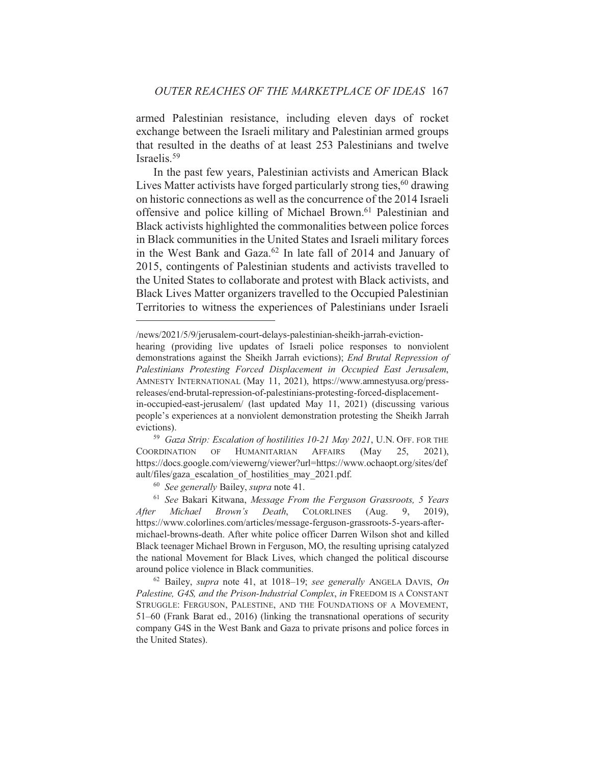armed Palestinian resistance, including eleven days of rocket exchange between the Israeli military and Palestinian armed groups that resulted in the deaths of at least 253 Palestinians and twelve Israelis.[59]

In the past few years, Palestinian activists and American Black Lives Matter activists have forged particularly strong ties,[60] drawing on historic connections as well as the concurrence of the 2014 Israeli offensive and police killing of Michael Brown.[61] Palestinian and Black activists highlighted the commonalities between police forces in Black communities in the United States and Israeli military forces in the West Bank and Gaza.[62] In late fall of 2014 and January of 2015, contingents of Palestinian students and activists travelled to the United States to collaborate and protest with Black activists, and Black Lives Matter organizers travelled to the Occupied Palestinian Territories to witness the experiences of Palestinians under Israeli

---

/news/2021/5/9/jerusalem-court-delays-palestinian-sheikh-jarrah-eviction-hearing (providing live updates of Israeli police responses to nonviolent demonstrations against the Sheikh Jarrah evictions); *End Brutal Repression of Palestinians Protesting Forced Displacement in Occupied East Jerusalem*, AMNESTY INTERNATIONAL (May 11, 2021), https://www.amnestyusa.org/press-releases/end-brutal-repression-of-palestinians-protesting-forced-displacement-in-occupied-east-jerusalem/ (last updated May 11, 2021) (discussing various people's experiences at a nonviolent demonstration protesting the Sheikh Jarrah evictions).

[59] *Gaza Strip: Escalation of hostilities 10-21 May 2021*, U.N. OFF. FOR THE COORDINATION OF HUMANITARIAN AFFAIRS (May 25, 2021), https://docs.google.com/viewerng/viewer?url=https://www.ochaopt.org/sites/default/files/gaza_escalation_of_hostilities_may_2021.pdf.

[60] *See generally* Bailey, *supra* note 41.

[61] *See* Bakari Kitwana, *Message From the Ferguson Grassroots, 5 Years After Michael Brown's Death*, COLORLINES (Aug. 9, 2019), https://www.colorlines.com/articles/message-ferguson-grassroots-5-years-after-michael-browns-death. After white police officer Darren Wilson shot and killed Black teenager Michael Brown in Ferguson, MO, the resulting uprising catalyzed the national Movement for Black Lives, which changed the political discourse around police violence in Black communities.

[62] Bailey, *supra* note 41, at 1018–19; *see generally* ANGELA DAVIS, *On Palestine, G4S, and the Prison-Industrial Complex*, *in* FREEDOM IS A CONSTANT STRUGGLE: FERGUSON, PALESTINE, AND THE FOUNDATIONS OF A MOVEMENT, 51–60 (Frank Barat ed., 2016) (linking the transnational operations of security company G4S in the West Bank and Gaza to private prisons and police forces in the United States).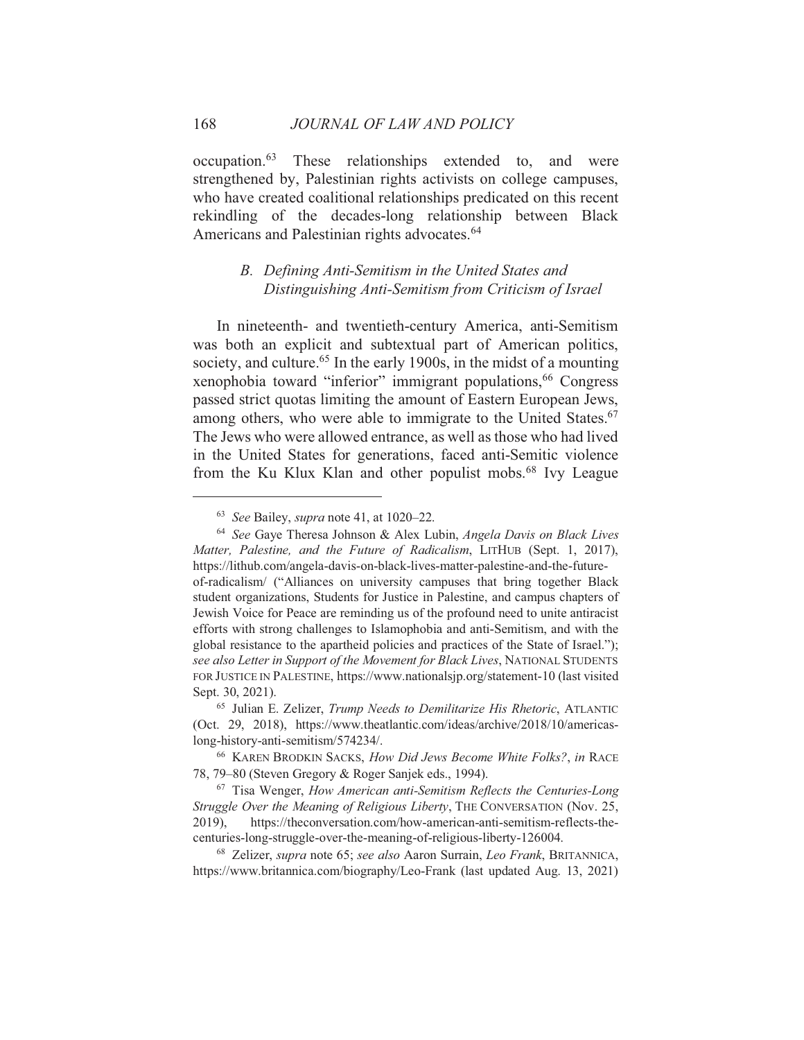occupation.[63] These relationships extended to, and were strengthened by, Palestinian rights activists on college campuses, who have created coalitional relationships predicated on this recent rekindling of the decades-long relationship between Black Americans and Palestinian rights advocates.[64]

### *B. Defining Anti-Semitism in the United States and Distinguishing Anti-Semitism from Criticism of Israel*

In nineteenth- and twentieth-century America, anti-Semitism was both an explicit and subtextual part of American politics, society, and culture.[65] In the early 1900s, in the midst of a mounting xenophobia toward "inferior" immigrant populations,[66] Congress passed strict quotas limiting the amount of Eastern European Jews, among others, who were able to immigrate to the United States.[67] The Jews who were allowed entrance, as well as those who had lived in the United States for generations, faced anti-Semitic violence from the Ku Klux Klan and other populist mobs.[68] Ivy League

---

[63] *See* Bailey, *supra* note 41, at 1020–22.

[64] *See* Gaye Theresa Johnson & Alex Lubin, *Angela Davis on Black Lives Matter, Palestine, and the Future of Radicalism*, LITHUB (Sept. 1, 2017), https://lithub.com/angela-davis-on-black-lives-matter-palestine-and-the-future-of-radicalism/ ("Alliances on university campuses that bring together Black student organizations, Students for Justice in Palestine, and campus chapters of Jewish Voice for Peace are reminding us of the profound need to unite antiracist efforts with strong challenges to Islamophobia and anti-Semitism, and with the global resistance to the apartheid policies and practices of the State of Israel."); *see also Letter in Support of the Movement for Black Lives*, NATIONAL STUDENTS FOR JUSTICE IN PALESTINE, https://www.nationalsjp.org/statement-10 (last visited Sept. 30, 2021).

[65] Julian E. Zelizer, *Trump Needs to Demilitarize His Rhetoric*, ATLANTIC (Oct. 29, 2018), https://www.theatlantic.com/ideas/archive/2018/10/americas-long-history-anti-semitism/574234/.

[66] KAREN BRODKIN SACKS, *How Did Jews Become White Folks?*, *in* RACE 78, 79–80 (Steven Gregory & Roger Sanjek eds., 1994).

[67] Tisa Wenger, *How American anti-Semitism Reflects the Centuries-Long Struggle Over the Meaning of Religious Liberty*, THE CONVERSATION (Nov. 25, 2019), https://theconversation.com/how-american-anti-semitism-reflects-the-centuries-long-struggle-over-the-meaning-of-religious-liberty-126004.

[68] Zelizer, *supra* note 65; *see also* Aaron Surrain, *Leo Frank*, BRITANNICA, https://www.britannica.com/biography/Leo-Frank (last updated Aug. 13, 2021)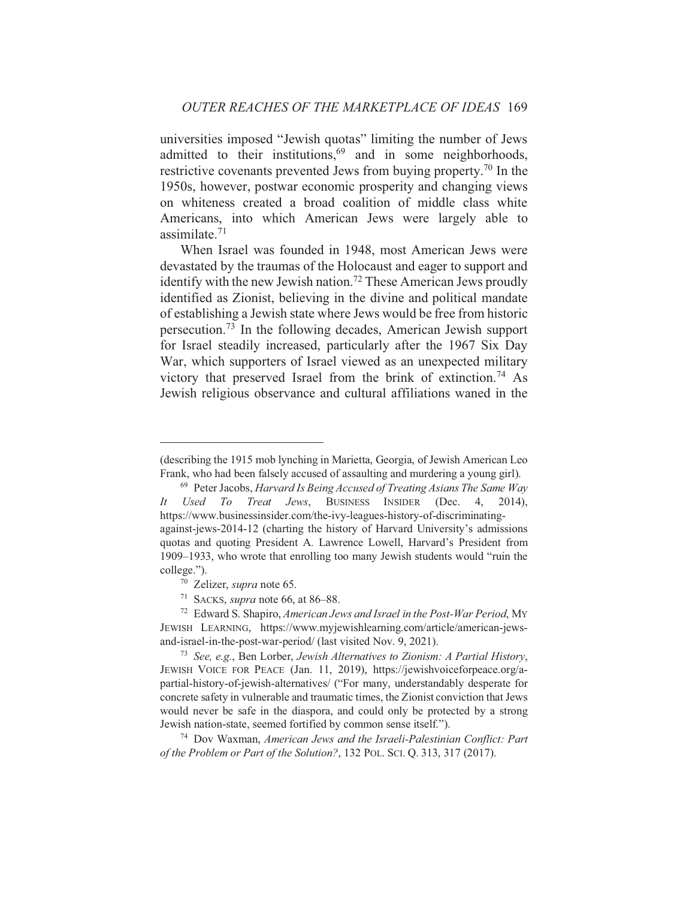universities imposed "Jewish quotas" limiting the number of Jews admitted to their institutions,[69] and in some neighborhoods, restrictive covenants prevented Jews from buying property.[70] In the 1950s, however, postwar economic prosperity and changing views on whiteness created a broad coalition of middle class white Americans, into which American Jews were largely able to assimilate.[71]

When Israel was founded in 1948, most American Jews were devastated by the traumas of the Holocaust and eager to support and identify with the new Jewish nation.[72] These American Jews proudly identified as Zionist, believing in the divine and political mandate of establishing a Jewish state where Jews would be free from historic persecution.[73] In the following decades, American Jewish support for Israel steadily increased, particularly after the 1967 Six Day War, which supporters of Israel viewed as an unexpected military victory that preserved Israel from the brink of extinction.[74] As Jewish religious observance and cultural affiliations waned in the

---

(describing the 1915 mob lynching in Marietta, Georgia, of Jewish American Leo Frank, who had been falsely accused of assaulting and murdering a young girl).

[69] Peter Jacobs, *Harvard Is Being Accused of Treating Asians The Same Way It Used To Treat Jews*, BUSINESS INSIDER (Dec. 4, 2014), https://www.businessinsider.com/the-ivy-leagues-history-of-discriminating-against-jews-2014-12 (charting the history of Harvard University's admissions quotas and quoting President A. Lawrence Lowell, Harvard's President from 1909–1933, who wrote that enrolling too many Jewish students would "ruin the college.").

[70] Zelizer, *supra* note 65.

[71] SACKS, *supra* note 66, at 86–88.

[72] Edward S. Shapiro, *American Jews and Israel in the Post-War Period*, MY JEWISH LEARNING, https://www.myjewishlearning.com/article/american-jews-and-israel-in-the-post-war-period/ (last visited Nov. 9, 2021).

[73] *See, e.g.*, Ben Lorber, *Jewish Alternatives to Zionism: A Partial History*, JEWISH VOICE FOR PEACE (Jan. 11, 2019), https://jewishvoiceforpeace.org/a-partial-history-of-jewish-alternatives/ ("For many, understandably desperate for concrete safety in vulnerable and traumatic times, the Zionist conviction that Jews would never be safe in the diaspora, and could only be protected by a strong Jewish nation-state, seemed fortified by common sense itself.").

[74] Dov Waxman, *American Jews and the Israeli-Palestinian Conflict: Part of the Problem or Part of the Solution?*, 132 POL. SCI. Q. 313, 317 (2017).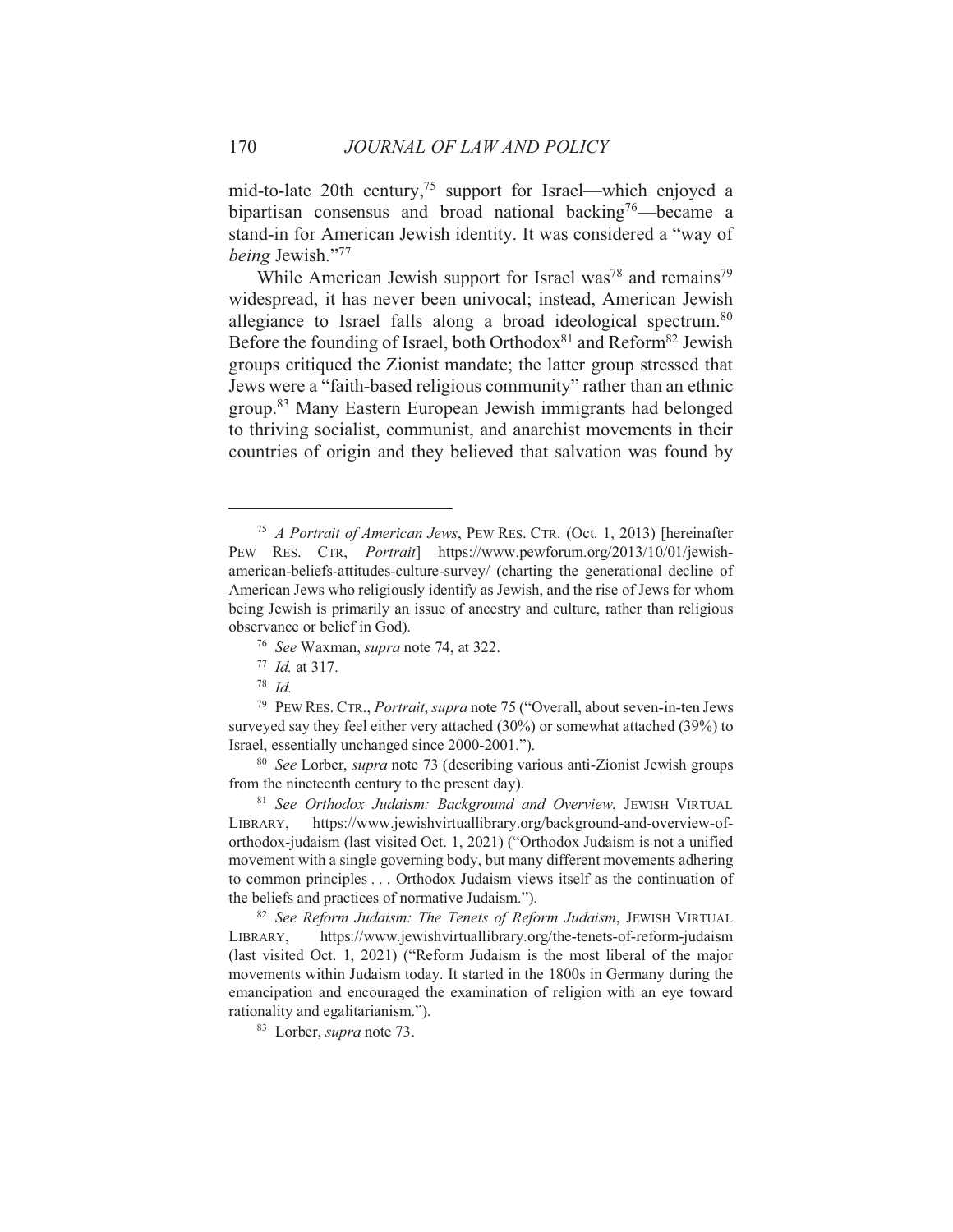mid-to-late 20th century,[75] support for Israel—which enjoyed a bipartisan consensus and broad national backing[76]—became a stand-in for American Jewish identity. It was considered a "way of *being* Jewish."[77]

While American Jewish support for Israel was[78] and remains[79] widespread, it has never been univocal; instead, American Jewish allegiance to Israel falls along a broad ideological spectrum.[80] Before the founding of Israel, both Orthodox[81] and Reform[82] Jewish groups critiqued the Zionist mandate; the latter group stressed that Jews were a "faith-based religious community" rather than an ethnic group.[83] Many Eastern European Jewish immigrants had belonged to thriving socialist, communist, and anarchist movements in their countries of origin and they believed that salvation was found by

---

[75] *A Portrait of American Jews*, PEW RES. CTR. (Oct. 1, 2013) [hereinafter PEW RES. CTR, *Portrait*] https://www.pewforum.org/2013/10/01/jewish-american-beliefs-attitudes-culture-survey/ (charting the generational decline of American Jews who religiously identify as Jewish, and the rise of Jews for whom being Jewish is primarily an issue of ancestry and culture, rather than religious observance or belief in God).

[76] *See* Waxman, *supra* note 74, at 322.

[77] *Id.* at 317.

[78] *Id.*

[79] PEW RES. CTR., *Portrait*, *supra* note 75 ("Overall, about seven-in-ten Jews surveyed say they feel either very attached (30%) or somewhat attached (39%) to Israel, essentially unchanged since 2000-2001.").

[80] *See* Lorber, *supra* note 73 (describing various anti-Zionist Jewish groups from the nineteenth century to the present day).

[81] *See Orthodox Judaism: Background and Overview*, JEWISH VIRTUAL LIBRARY, https://www.jewishvirtuallibrary.org/background-and-overview-of-orthodox-judaism (last visited Oct. 1, 2021) ("Orthodox Judaism is not a unified movement with a single governing body, but many different movements adhering to common principles . . . Orthodox Judaism views itself as the continuation of the beliefs and practices of normative Judaism.").

[82] *See Reform Judaism: The Tenets of Reform Judaism*, JEWISH VIRTUAL LIBRARY, https://www.jewishvirtuallibrary.org/the-tenets-of-reform-judaism (last visited Oct. 1, 2021) ("Reform Judaism is the most liberal of the major movements within Judaism today. It started in the 1800s in Germany during the emancipation and encouraged the examination of religion with an eye toward rationality and egalitarianism.").

[83] Lorber, *supra* note 73.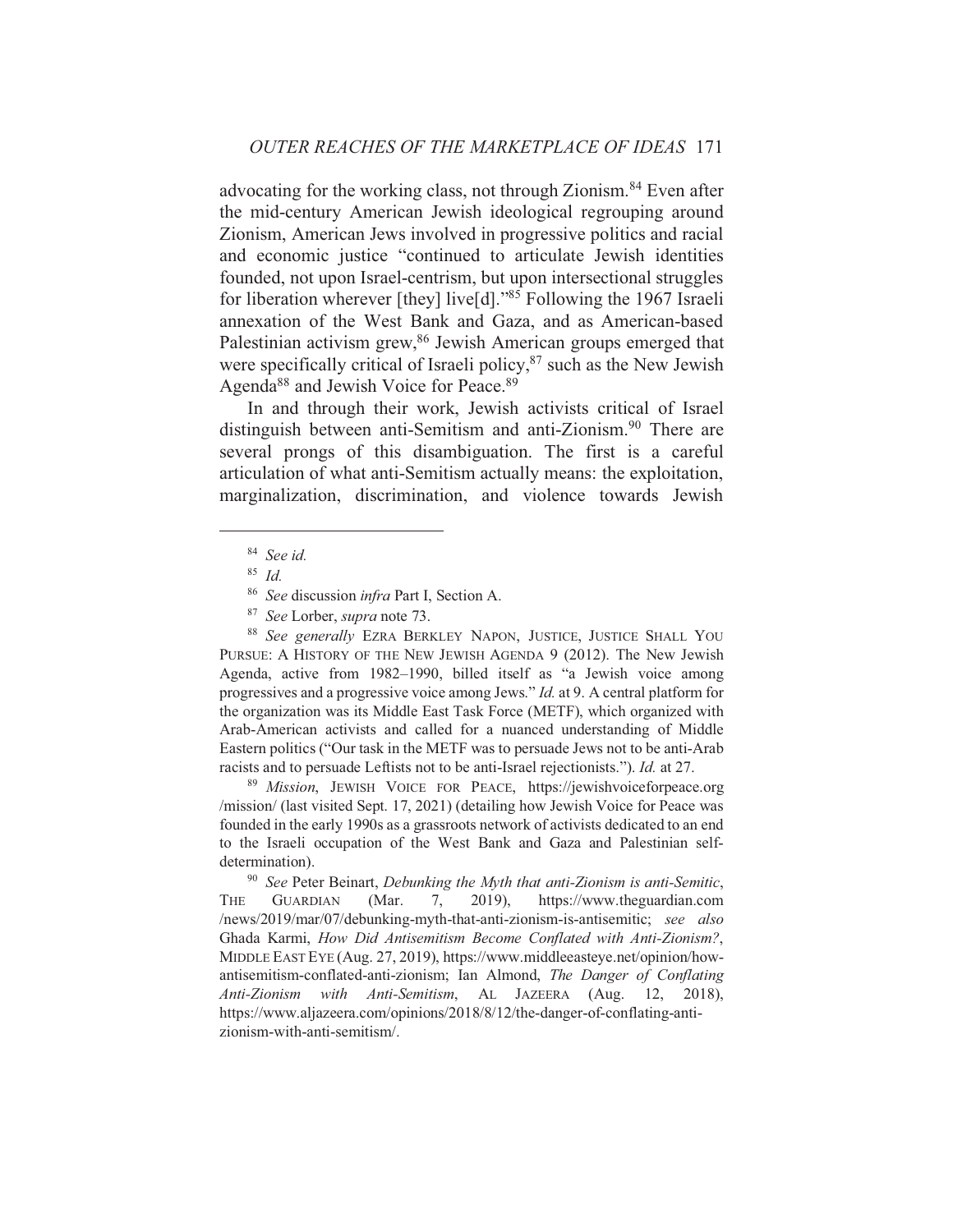advocating for the working class, not through Zionism.[84] Even after the mid-century American Jewish ideological regrouping around Zionism, American Jews involved in progressive politics and racial and economic justice "continued to articulate Jewish identities founded, not upon Israel-centrism, but upon intersectional struggles for liberation wherever [they] live[d]."[85] Following the 1967 Israeli annexation of the West Bank and Gaza, and as American-based Palestinian activism grew,[86] Jewish American groups emerged that were specifically critical of Israeli policy,[87] such as the New Jewish Agenda[88] and Jewish Voice for Peace.[89]

In and through their work, Jewish activists critical of Israel distinguish between anti-Semitism and anti-Zionism.[90] There are several prongs of this disambiguation. The first is a careful articulation of what anti-Semitism actually means: the exploitation, marginalization, discrimination, and violence towards Jewish

---

[84] *See id.*

[85] *Id.*

[86] *See* discussion *infra* Part I, Section A.

[87] *See* Lorber, *supra* note 73.

[88] *See generally* EZRA BERKLEY NAPON, JUSTICE, JUSTICE SHALL YOU PURSUE: A HISTORY OF THE NEW JEWISH AGENDA 9 (2012). The New Jewish Agenda, active from 1982–1990, billed itself as "a Jewish voice among progressives and a progressive voice among Jews." *Id.* at 9. A central platform for the organization was its Middle East Task Force (METF), which organized with Arab-American activists and called for a nuanced understanding of Middle Eastern politics ("Our task in the METF was to persuade Jews not to be anti-Arab racists and to persuade Leftists not to be anti-Israel rejectionists."). *Id.* at 27.

[89] *Mission*, JEWISH VOICE FOR PEACE, https://jewishvoiceforpeace.org/mission/ (last visited Sept. 17, 2021) (detailing how Jewish Voice for Peace was founded in the early 1990s as a grassroots network of activists dedicated to an end to the Israeli occupation of the West Bank and Gaza and Palestinian self-determination).

[90] *See* Peter Beinart, *Debunking the Myth that anti-Zionism is anti-Semitic*, THE GUARDIAN (Mar. 7, 2019), https://www.theguardian.com/news/2019/mar/07/debunking-myth-that-anti-zionism-is-antisemitic; *see also* Ghada Karmi, *How Did Antisemitism Become Conflated with Anti-Zionism?*, MIDDLE EAST EYE (Aug. 27, 2019), https://www.middleeasteye.net/opinion/how-antisemitism-conflated-anti-zionism; Ian Almond, *The Danger of Conflating Anti-Zionism with Anti-Semitism*, AL JAZEERA (Aug. 12, 2018), https://www.aljazeera.com/opinions/2018/8/12/the-danger-of-conflating-anti-zionism-with-anti-semitism/.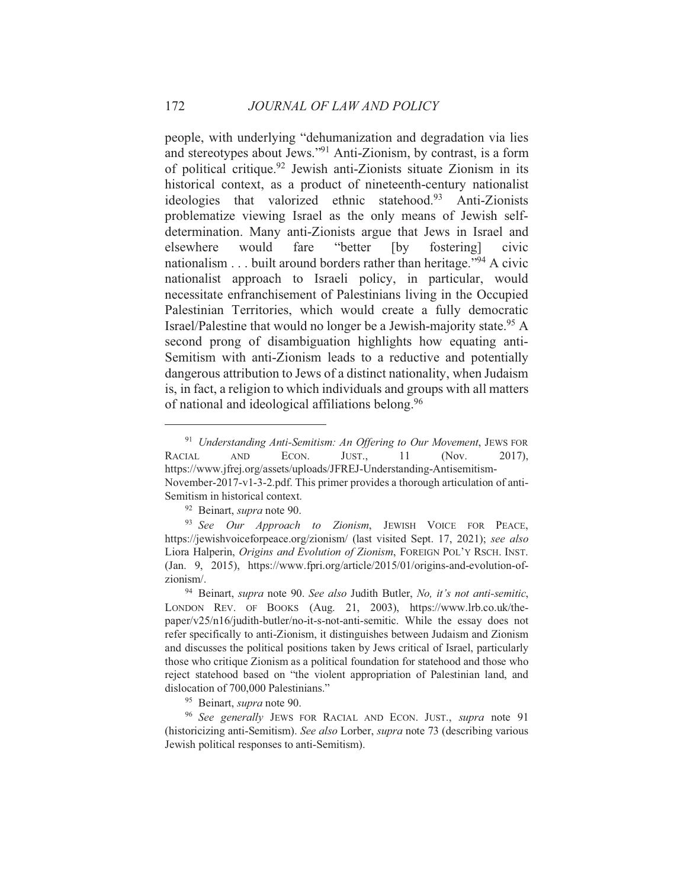people, with underlying "dehumanization and degradation via lies and stereotypes about Jews."[91] Anti-Zionism, by contrast, is a form of political critique.[92] Jewish anti-Zionists situate Zionism in its historical context, as a product of nineteenth-century nationalist ideologies that valorized ethnic statehood.[93] Anti-Zionists problematize viewing Israel as the only means of Jewish self-determination. Many anti-Zionists argue that Jews in Israel and elsewhere would fare "better [by fostering] civic nationalism . . . built around borders rather than heritage."[94] A civic nationalist approach to Israeli policy, in particular, would necessitate enfranchisement of Palestinians living in the Occupied Palestinian Territories, which would create a fully democratic Israel/Palestine that would no longer be a Jewish-majority state.[95] A second prong of disambiguation highlights how equating anti-Semitism with anti-Zionism leads to a reductive and potentially dangerous attribution to Jews of a distinct nationality, when Judaism is, in fact, a religion to which individuals and groups with all matters of national and ideological affiliations belong.[96]

---

[91] *Understanding Anti-Semitism: An Offering to Our Movement*, JEWS FOR RACIAL AND ECON. JUST., 11 (Nov. 2017), https://www.jfrej.org/assets/uploads/JFREJ-Understanding-Antisemitism-November-2017-v1-3-2.pdf. This primer provides a thorough articulation of anti-Semitism in historical context.

[92] Beinart, *supra* note 90.

[93] *See Our Approach to Zionism*, JEWISH VOICE FOR PEACE, https://jewishvoiceforpeace.org/zionism/ (last visited Sept. 17, 2021); *see also* Liora Halperin, *Origins and Evolution of Zionism*, FOREIGN POL'Y RSCH. INST. (Jan. 9, 2015), https://www.fpri.org/article/2015/01/origins-and-evolution-of-zionism/.

[94] Beinart, *supra* note 90. *See also* Judith Butler, *No, it's not anti-semitic*, LONDON REV. OF BOOKS (Aug. 21, 2003), https://www.lrb.co.uk/the-paper/v25/n16/judith-butler/no-it-s-not-anti-semitic. While the essay does not refer specifically to anti-Zionism, it distinguishes between Judaism and Zionism and discusses the political positions taken by Jews critical of Israel, particularly those who critique Zionism as a political foundation for statehood and those who reject statehood based on "the violent appropriation of Palestinian land, and dislocation of 700,000 Palestinians."

[95] Beinart, *supra* note 90.

[96] *See generally* JEWS FOR RACIAL AND ECON. JUST., *supra* note 91 (historicizing anti-Semitism). *See also* Lorber, *supra* note 73 (describing various Jewish political responses to anti-Semitism).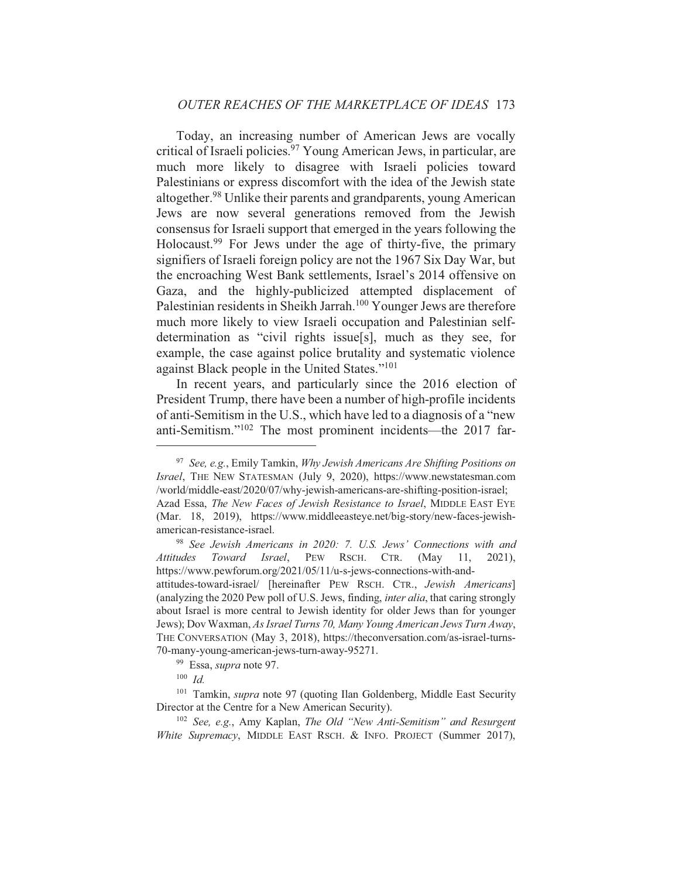Today, an increasing number of American Jews are vocally critical of Israeli policies.[97] Young American Jews, in particular, are much more likely to disagree with Israeli policies toward Palestinians or express discomfort with the idea of the Jewish state altogether.[98] Unlike their parents and grandparents, young American Jews are now several generations removed from the Jewish consensus for Israeli support that emerged in the years following the Holocaust.[99] For Jews under the age of thirty-five, the primary signifiers of Israeli foreign policy are not the 1967 Six Day War, but the encroaching West Bank settlements, Israel's 2014 offensive on Gaza, and the highly-publicized attempted displacement of Palestinian residents in Sheikh Jarrah.[100] Younger Jews are therefore much more likely to view Israeli occupation and Palestinian self-determination as "civil rights issue[s], much as they see, for example, the case against police brutality and systematic violence against Black people in the United States."[101]

In recent years, and particularly since the 2016 election of President Trump, there have been a number of high-profile incidents of anti-Semitism in the U.S., which have led to a diagnosis of a "new anti-Semitism."[102] The most prominent incidents—the 2017 far-

---

[97] *See, e.g.*, Emily Tamkin, *Why Jewish Americans Are Shifting Positions on Israel*, THE NEW STATESMAN (July 9, 2020), https://www.newstatesman.com/world/middle-east/2020/07/why-jewish-americans-are-shifting-position-israel; Azad Essa, *The New Faces of Jewish Resistance to Israel*, MIDDLE EAST EYE (Mar. 18, 2019), https://www.middleeasteye.net/big-story/new-faces-jewish-american-resistance-israel.

[98] *See Jewish Americans in 2020: 7. U.S. Jews' Connections with and Attitudes Toward Israel*, PEW RSCH. CTR. (May 11, 2021), https://www.pewforum.org/2021/05/11/u-s-jews-connections-with-and-attitudes-toward-israel/ [hereinafter PEW RSCH. CTR., *Jewish Americans*] (analyzing the 2020 Pew poll of U.S. Jews, finding, *inter alia*, that caring strongly about Israel is more central to Jewish identity for older Jews than for younger Jews); Dov Waxman, *As Israel Turns 70, Many Young American Jews Turn Away*, THE CONVERSATION (May 3, 2018), https://theconversation.com/as-israel-turns-70-many-young-american-jews-turn-away-95271.

[99] Essa, *supra* note 97.

[100] *Id.*

[101] Tamkin, *supra* note 97 (quoting Ilan Goldenberg, Middle East Security Director at the Centre for a New American Security).

[102] *See, e.g.*, Amy Kaplan, *The Old "New Anti-Semitism" and Resurgent White Supremacy*, MIDDLE EAST RSCH. & INFO. PROJECT (Summer 2017),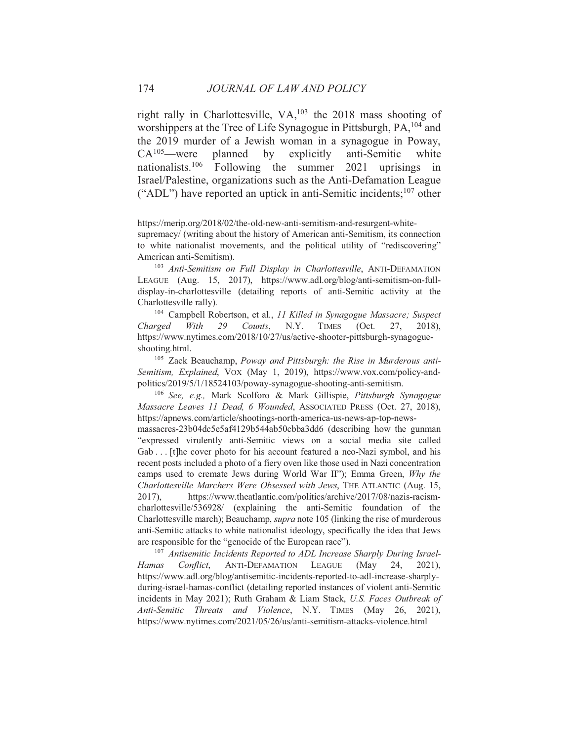right rally in Charlottesville, VA,[103] the 2018 mass shooting of worshippers at the Tree of Life Synagogue in Pittsburgh, PA,[104] and the 2019 murder of a Jewish woman in a synagogue in Poway, CA[105]—were planned by explicitly anti-Semitic white nationalists.[106] Following the summer 2021 uprisings in Israel/Palestine, organizations such as the Anti-Defamation League ("ADL") have reported an uptick in anti-Semitic incidents;[107] other

---

https://merip.org/2018/02/the-old-new-anti-semitism-and-resurgent-white-supremacy/ (writing about the history of American anti-Semitism, its connection to white nationalist movements, and the political utility of "rediscovering" American anti-Semitism).

[103] *Anti-Semitism on Full Display in Charlottesville*, ANTI-DEFAMATION LEAGUE (Aug. 15, 2017), https://www.adl.org/blog/anti-semitism-on-full-display-in-charlottesville (detailing reports of anti-Semitic activity at the Charlottesville rally).

[104] Campbell Robertson, et al., *11 Killed in Synagogue Massacre; Suspect Charged With 29 Counts*, N.Y. TIMES (Oct. 27, 2018), https://www.nytimes.com/2018/10/27/us/active-shooter-pittsburgh-synagogue-shooting.html.

[105] Zack Beauchamp, *Poway and Pittsburgh: the Rise in Murderous anti-Semitism, Explained*, VOX (May 1, 2019), https://www.vox.com/policy-and-politics/2019/5/1/18524103/poway-synagogue-shooting-anti-semitism.

[106] *See, e.g.,* Mark Scolforo & Mark Gillispie, *Pittsburgh Synagogue Massacre Leaves 11 Dead, 6 Wounded*, ASSOCIATED PRESS (Oct. 27, 2018), https://apnews.com/article/shootings-north-america-us-news-ap-top-news-massacres-23b04dc5e5af4129b544ab50cbba3dd6 (describing how the gunman "expressed virulently anti-Semitic views on a social media site called Gab . . . [t]he cover photo for his account featured a neo-Nazi symbol, and his recent posts included a photo of a fiery oven like those used in Nazi concentration camps used to cremate Jews during World War II"); Emma Green, *Why the Charlottesville Marchers Were Obsessed with Jews*, THE ATLANTIC (Aug. 15, 2017), https://www.theatlantic.com/politics/archive/2017/08/nazis-racism-charlottesville/536928/ (explaining the anti-Semitic foundation of the Charlottesville march); Beauchamp, *supra* note 105 (linking the rise of murderous anti-Semitic attacks to white nationalist ideology, specifically the idea that Jews are responsible for the "genocide of the European race").

[107] *Antisemitic Incidents Reported to ADL Increase Sharply During Israel-Hamas Conflict*, ANTI-DEFAMATION LEAGUE (May 24, 2021), https://www.adl.org/blog/antisemitic-incidents-reported-to-adl-increase-sharply-during-israel-hamas-conflict (detailing reported instances of violent anti-Semitic incidents in May 2021); Ruth Graham & Liam Stack, *U.S. Faces Outbreak of Anti-Semitic Threats and Violence*, N.Y. TIMES (May 26, 2021), https://www.nytimes.com/2021/05/26/us/anti-semitism-attacks-violence.html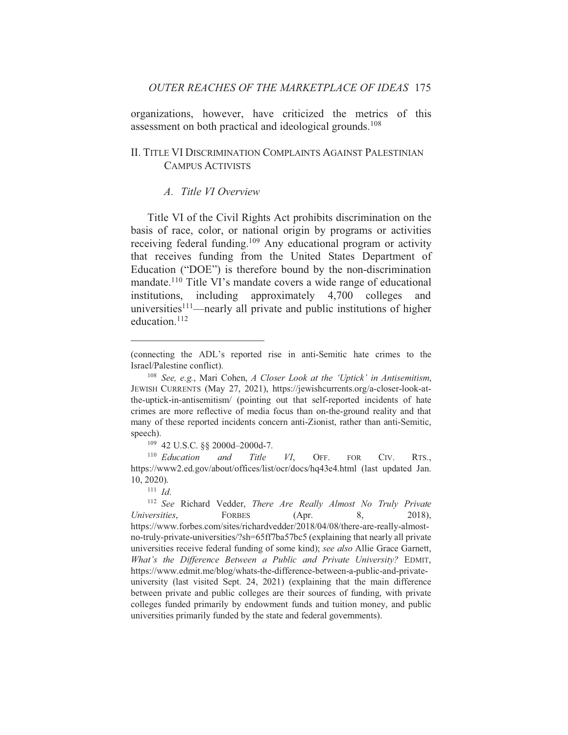organizations, however, have criticized the metrics of this assessment on both practical and ideological grounds.[108]

## II. Title VI Discrimination Complaints Against Palestinian Campus Activists

### *A. Title VI Overview*

Title VI of the Civil Rights Act prohibits discrimination on the basis of race, color, or national origin by programs or activities receiving federal funding.[109] Any educational program or activity that receives funding from the United States Department of Education ("DOE") is therefore bound by the non-discrimination mandate.[110] Title VI's mandate covers a wide range of educational institutions, including approximately 4,700 colleges and universities[111]—nearly all private and public institutions of higher education.[112]

---

(connecting the ADL's reported rise in anti-Semitic hate crimes to the Israel/Palestine conflict).

[108] *See, e.g.*, Mari Cohen, *A Closer Look at the 'Uptick' in Antisemitism*, Jewish Currents (May 27, 2021), https://jewishcurrents.org/a-closer-look-at-the-uptick-in-antisemitism/ (pointing out that self-reported incidents of hate crimes are more reflective of media focus than on-the-ground reality and that many of these reported incidents concern anti-Zionist, rather than anti-Semitic, speech).

[109] 42 U.S.C. §§ 2000d–2000d-7.

[110] *Education and Title VI*, Off. for Civ. Rts., https://www2.ed.gov/about/offices/list/ocr/docs/hq43e4.html (last updated Jan. 10, 2020).

[111] *Id.*

[112] *See* Richard Vedder, *There Are Really Almost No Truly Private Universities*, Forbes (Apr. 8, 2018), https://www.forbes.com/sites/richardvedder/2018/04/08/there-are-really-almost-no-truly-private-universities/?sh=65ff7ba57bc5 (explaining that nearly all private universities receive federal funding of some kind); *see also* Allie Grace Garnett, *What's the Difference Between a Public and Private University?* Edmit, https://www.edmit.me/blog/whats-the-difference-between-a-public-and-private-university (last visited Sept. 24, 2021) (explaining that the main difference between private and public colleges are their sources of funding, with private colleges funded primarily by endowment funds and tuition money, and public universities primarily funded by the state and federal governments).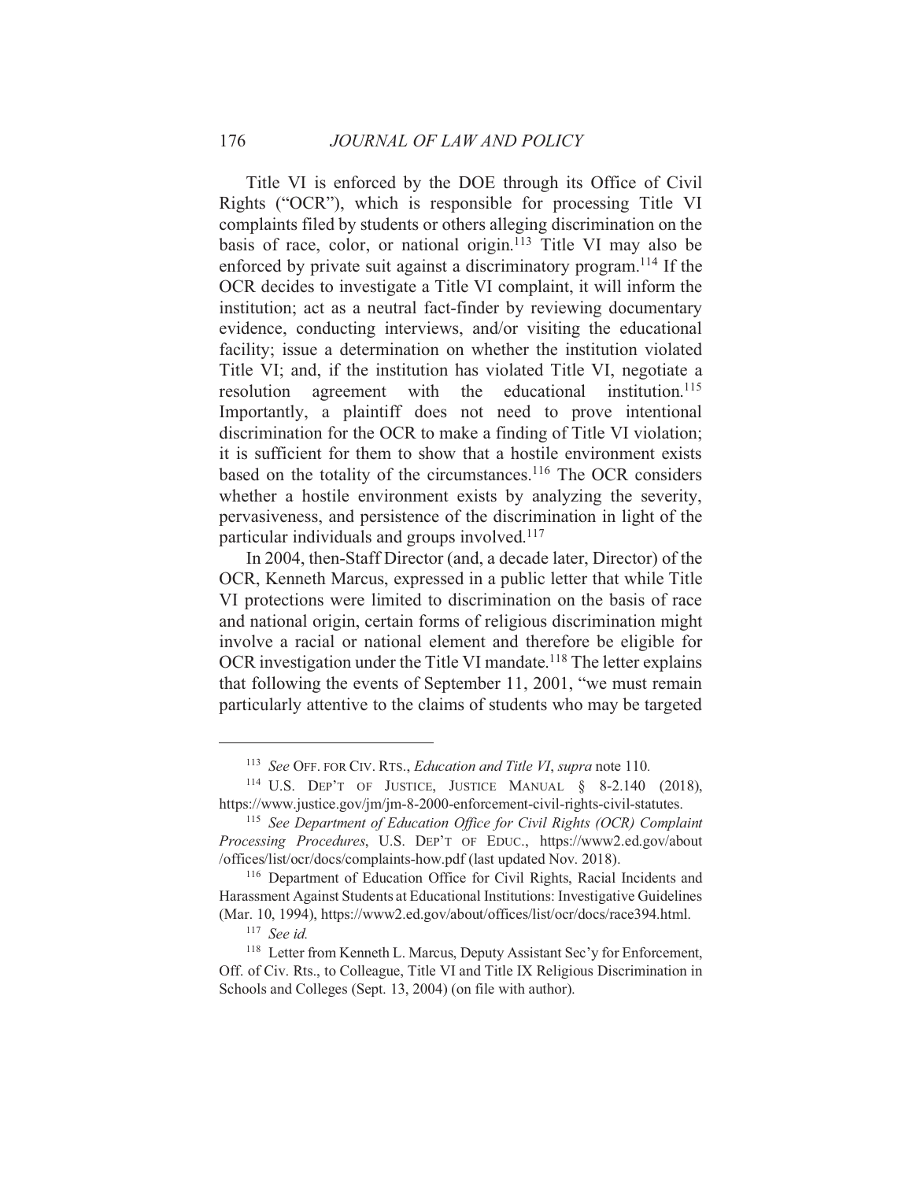Title VI is enforced by the DOE through its Office of Civil Rights ("OCR"), which is responsible for processing Title VI complaints filed by students or others alleging discrimination on the basis of race, color, or national origin.[113] Title VI may also be enforced by private suit against a discriminatory program.[114] If the OCR decides to investigate a Title VI complaint, it will inform the institution; act as a neutral fact-finder by reviewing documentary evidence, conducting interviews, and/or visiting the educational facility; issue a determination on whether the institution violated Title VI; and, if the institution has violated Title VI, negotiate a resolution agreement with the educational institution.[115] Importantly, a plaintiff does not need to prove intentional discrimination for the OCR to make a finding of Title VI violation; it is sufficient for them to show that a hostile environment exists based on the totality of the circumstances.[116] The OCR considers whether a hostile environment exists by analyzing the severity, pervasiveness, and persistence of the discrimination in light of the particular individuals and groups involved.[117]

In 2004, then-Staff Director (and, a decade later, Director) of the OCR, Kenneth Marcus, expressed in a public letter that while Title VI protections were limited to discrimination on the basis of race and national origin, certain forms of religious discrimination might involve a racial or national element and therefore be eligible for OCR investigation under the Title VI mandate.[118] The letter explains that following the events of September 11, 2001, "we must remain particularly attentive to the claims of students who may be targeted

---

[113] *See* OFF. FOR CIV. RTS., *Education and Title VI*, *supra* note 110.

[114] U.S. DEP'T OF JUSTICE, JUSTICE MANUAL § 8-2.140 (2018), https://www.justice.gov/jm/jm-8-2000-enforcement-civil-rights-civil-statutes.

[115] *See Department of Education Office for Civil Rights (OCR) Complaint Processing Procedures*, U.S. DEP'T OF EDUC., https://www2.ed.gov/about/offices/list/ocr/docs/complaints-how.pdf (last updated Nov. 2018).

[116] Department of Education Office for Civil Rights, Racial Incidents and Harassment Against Students at Educational Institutions: Investigative Guidelines (Mar. 10, 1994), https://www2.ed.gov/about/offices/list/ocr/docs/race394.html.

[117] *See id.*

[118] Letter from Kenneth L. Marcus, Deputy Assistant Sec'y for Enforcement, Off. of Civ. Rts., to Colleague, Title VI and Title IX Religious Discrimination in Schools and Colleges (Sept. 13, 2004) (on file with author).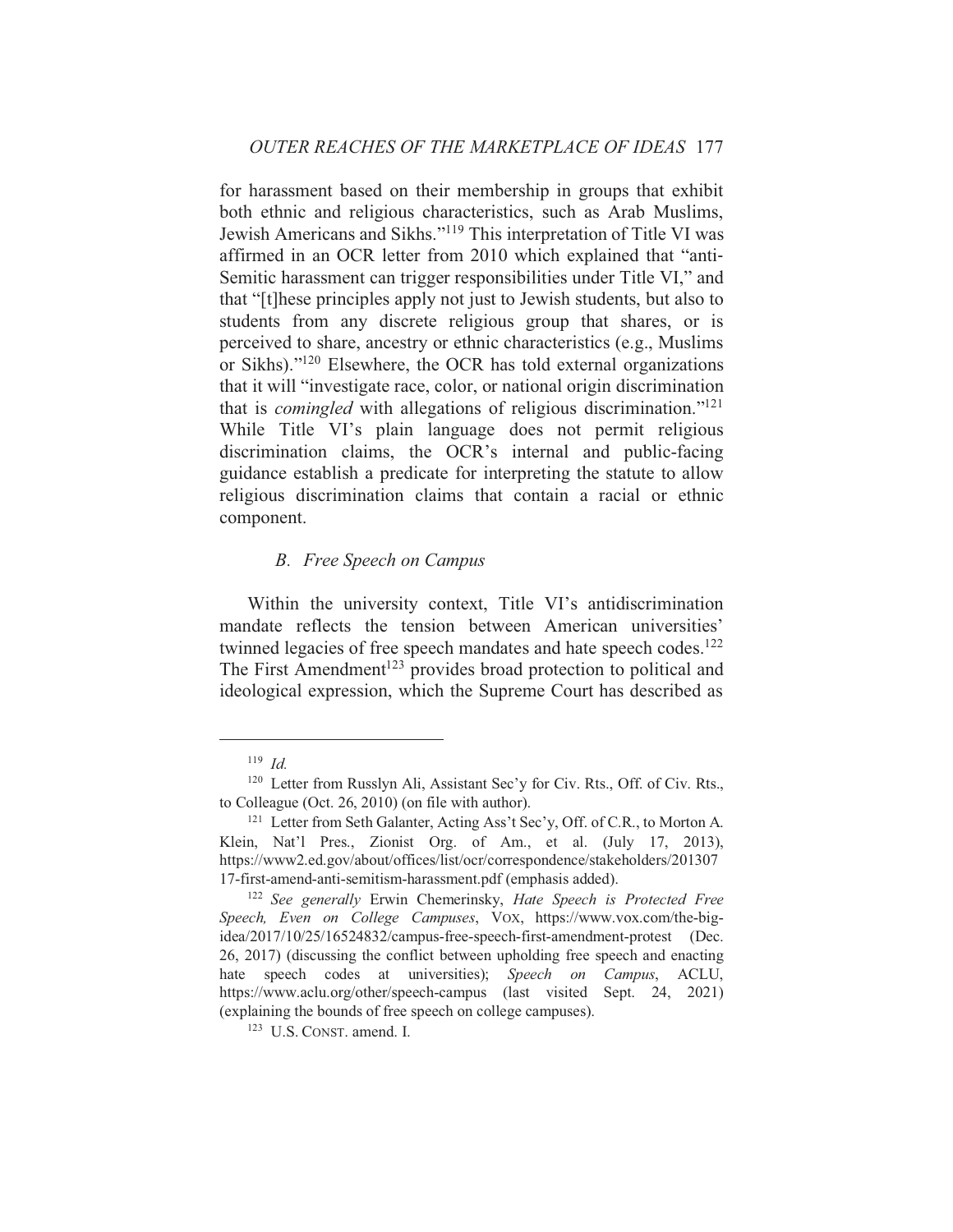for harassment based on their membership in groups that exhibit both ethnic and religious characteristics, such as Arab Muslims, Jewish Americans and Sikhs."[119] This interpretation of Title VI was affirmed in an OCR letter from 2010 which explained that "anti-Semitic harassment can trigger responsibilities under Title VI," and that "[t]hese principles apply not just to Jewish students, but also to students from any discrete religious group that shares, or is perceived to share, ancestry or ethnic characteristics (e.g., Muslims or Sikhs)."[120] Elsewhere, the OCR has told external organizations that it will "investigate race, color, or national origin discrimination that is *comingled* with allegations of religious discrimination."[121] While Title VI's plain language does not permit religious discrimination claims, the OCR's internal and public-facing guidance establish a predicate for interpreting the statute to allow religious discrimination claims that contain a racial or ethnic component.

### *B. Free Speech on Campus*

Within the university context, Title VI's antidiscrimination mandate reflects the tension between American universities' twinned legacies of free speech mandates and hate speech codes.[122] The First Amendment[123] provides broad protection to political and ideological expression, which the Supreme Court has described as

---

[119] *Id.*

[120] Letter from Russlyn Ali, Assistant Sec'y for Civ. Rts., Off. of Civ. Rts., to Colleague (Oct. 26, 2010) (on file with author).

[121] Letter from Seth Galanter, Acting Ass't Sec'y, Off. of C.R., to Morton A. Klein, Nat'l Pres., Zionist Org. of Am., et al. (July 17, 2013), https://www2.ed.gov/about/offices/list/ocr/correspondence/stakeholders/20130717-first-amend-anti-semitism-harassment.pdf (emphasis added).

[122] *See generally* Erwin Chemerinsky, *Hate Speech is Protected Free Speech, Even on College Campuses*, VOX, https://www.vox.com/the-big-idea/2017/10/25/16524832/campus-free-speech-first-amendment-protest (Dec. 26, 2017) (discussing the conflict between upholding free speech and enacting hate speech codes at universities); *Speech on Campus*, ACLU, https://www.aclu.org/other/speech-campus (last visited Sept. 24, 2021) (explaining the bounds of free speech on college campuses).

[123] U.S. CONST. amend. I.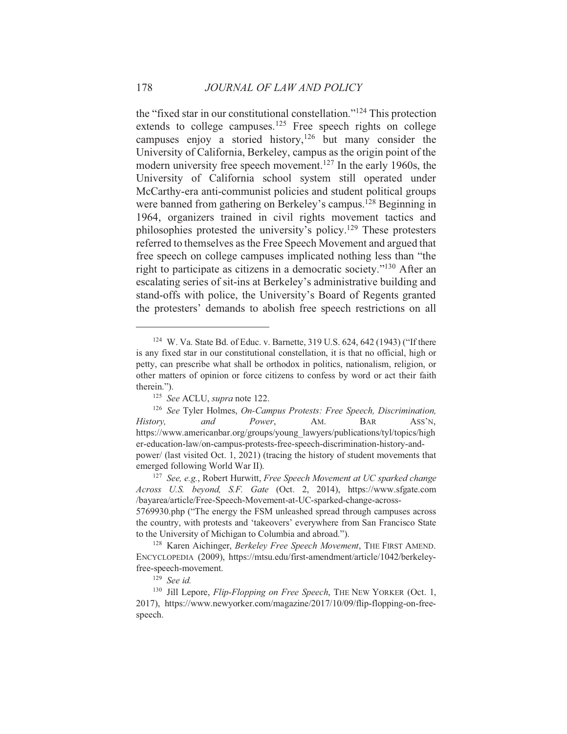the "fixed star in our constitutional constellation."[124] This protection extends to college campuses.[125] Free speech rights on college campuses enjoy a storied history,[126] but many consider the University of California, Berkeley, campus as the origin point of the modern university free speech movement.[127] In the early 1960s, the University of California school system still operated under McCarthy-era anti-communist policies and student political groups were banned from gathering on Berkeley's campus.[128] Beginning in 1964, organizers trained in civil rights movement tactics and philosophies protested the university's policy.[129] These protesters referred to themselves as the Free Speech Movement and argued that free speech on college campuses implicated nothing less than "the right to participate as citizens in a democratic society."[130] After an escalating series of sit-ins at Berkeley's administrative building and stand-offs with police, the University's Board of Regents granted the protesters' demands to abolish free speech restrictions on all

---

[124] W. Va. State Bd. of Educ. v. Barnette, 319 U.S. 624, 642 (1943) ("If there is any fixed star in our constitutional constellation, it is that no official, high or petty, can prescribe what shall be orthodox in politics, nationalism, religion, or other matters of opinion or force citizens to confess by word or act their faith therein.").

[125] *See* ACLU, *supra* note 122.

[126] *See* Tyler Holmes, *On-Campus Protests: Free Speech, Discrimination, History, and Power*, AM. BAR ASS'N, https://www.americanbar.org/groups/young_lawyers/publications/tyl/topics/higher-education-law/on-campus-protests-free-speech-discrimination-history-and-power/ (last visited Oct. 1, 2021) (tracing the history of student movements that emerged following World War II).

[127] *See, e.g.*, Robert Hurwitt, *Free Speech Movement at UC sparked change Across U.S. beyond, S.F. Gate* (Oct. 2, 2014), https://www.sfgate.com/bayarea/article/Free-Speech-Movement-at-UC-sparked-change-across-5769930.php ("The energy the FSM unleashed spread through campuses across the country, with protests and 'takeovers' everywhere from San Francisco State to the University of Michigan to Columbia and abroad.").

[128] Karen Aichinger, *Berkeley Free Speech Movement*, THE FIRST AMEND. ENCYCLOPEDIA (2009), https://mtsu.edu/first-amendment/article/1042/berkeley-free-speech-movement.

[129] *See id.*

[130] Jill Lepore, *Flip-Flopping on Free Speech*, THE NEW YORKER (Oct. 1, 2017), https://www.newyorker.com/magazine/2017/10/09/flip-flopping-on-free-speech.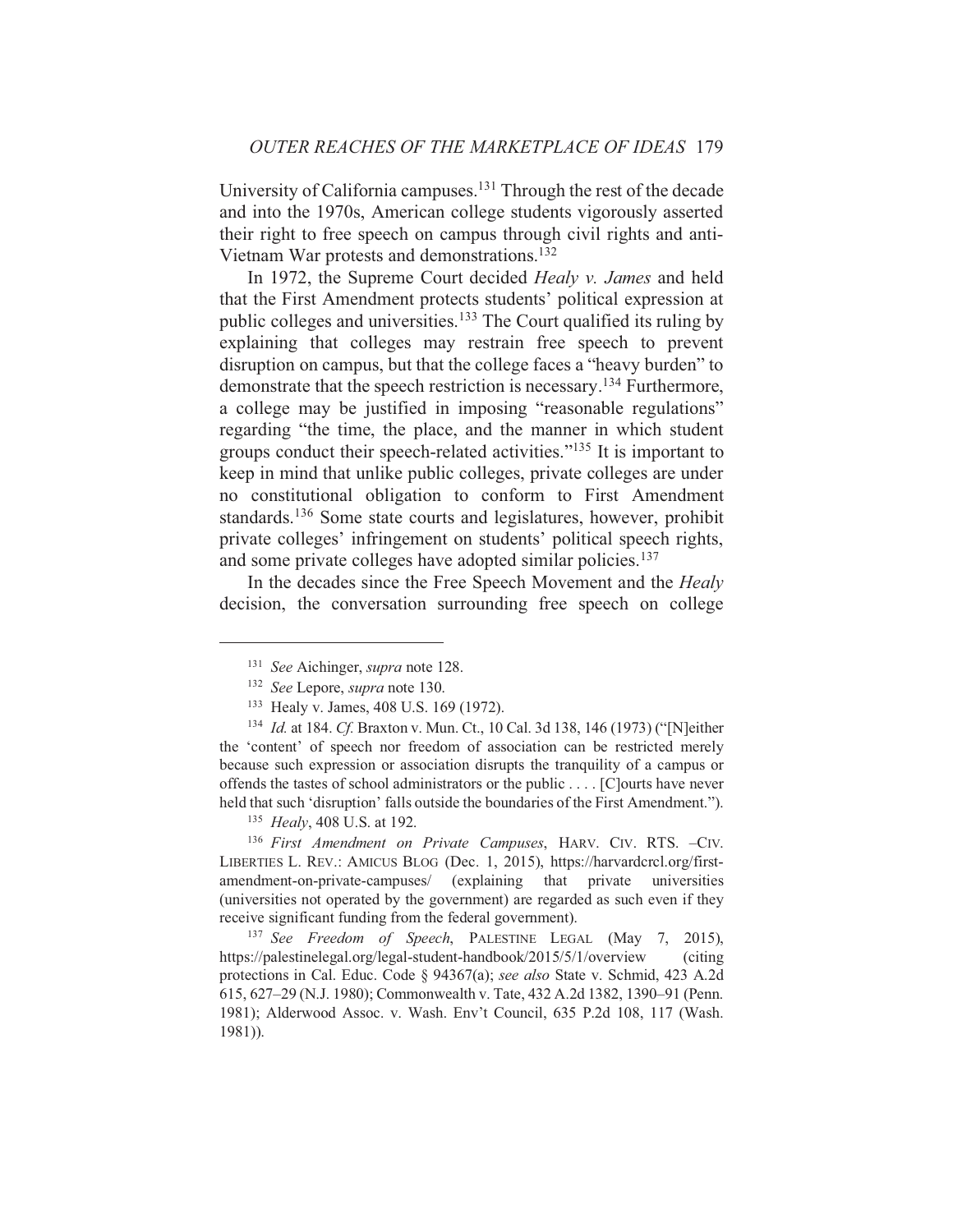University of California campuses.[131] Through the rest of the decade and into the 1970s, American college students vigorously asserted their right to free speech on campus through civil rights and anti-Vietnam War protests and demonstrations.[132]

In 1972, the Supreme Court decided *Healy v. James* and held that the First Amendment protects students' political expression at public colleges and universities.[133] The Court qualified its ruling by explaining that colleges may restrain free speech to prevent disruption on campus, but that the college faces a "heavy burden" to demonstrate that the speech restriction is necessary.[134] Furthermore, a college may be justified in imposing "reasonable regulations" regarding "the time, the place, and the manner in which student groups conduct their speech-related activities."[135] It is important to keep in mind that unlike public colleges, private colleges are under no constitutional obligation to conform to First Amendment standards.[136] Some state courts and legislatures, however, prohibit private colleges' infringement on students' political speech rights, and some private colleges have adopted similar policies.[137]

In the decades since the Free Speech Movement and the *Healy* decision, the conversation surrounding free speech on college

---

[131] *See* Aichinger, *supra* note 128.

[132] *See* Lepore, *supra* note 130.

[133] Healy v. James, 408 U.S. 169 (1972).

[134] *Id.* at 184. *Cf.* Braxton v. Mun. Ct., 10 Cal. 3d 138, 146 (1973) ("[N]either the 'content' of speech nor freedom of association can be restricted merely because such expression or association disrupts the tranquility of a campus or offends the tastes of school administrators or the public . . . . [C]ourts have never held that such 'disruption' falls outside the boundaries of the First Amendment.").

[135] *Healy*, 408 U.S. at 192.

[136] *First Amendment on Private Campuses*, HARV. CIV. RTS. –CIV. LIBERTIES L. REV.: AMICUS BLOG (Dec. 1, 2015), https://harvardcrcl.org/first-amendment-on-private-campuses/ (explaining that private universities (universities not operated by the government) are regarded as such even if they receive significant funding from the federal government).

[137] *See Freedom of Speech*, PALESTINE LEGAL (May 7, 2015), https://palestinelegal.org/legal-student-handbook/2015/5/1/overview (citing protections in Cal. Educ. Code § 94367(a); *see also* State v. Schmid, 423 A.2d 615, 627–29 (N.J. 1980); Commonwealth v. Tate, 432 A.2d 1382, 1390–91 (Penn. 1981); Alderwood Assoc. v. Wash. Env't Council, 635 P.2d 108, 117 (Wash. 1981)).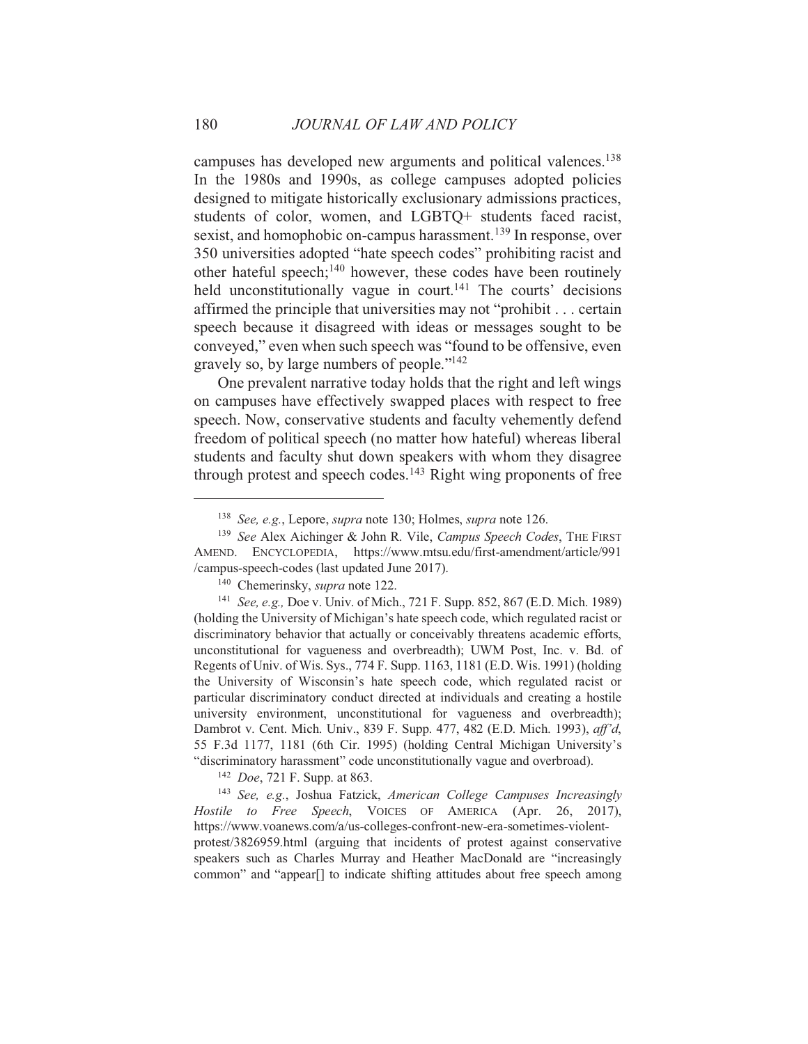campuses has developed new arguments and political valences.[138] In the 1980s and 1990s, as college campuses adopted policies designed to mitigate historically exclusionary admissions practices, students of color, women, and LGBTQ+ students faced racist, sexist, and homophobic on-campus harassment.[139] In response, over 350 universities adopted "hate speech codes" prohibiting racist and other hateful speech;[140] however, these codes have been routinely held unconstitutionally vague in court.[141] The courts' decisions affirmed the principle that universities may not "prohibit . . . certain speech because it disagreed with ideas or messages sought to be conveyed," even when such speech was "found to be offensive, even gravely so, by large numbers of people."[142]

One prevalent narrative today holds that the right and left wings on campuses have effectively swapped places with respect to free speech. Now, conservative students and faculty vehemently defend freedom of political speech (no matter how hateful) whereas liberal students and faculty shut down speakers with whom they disagree through protest and speech codes.[143] Right wing proponents of free

---

[138] *See, e.g.*, Lepore, *supra* note 130; Holmes, *supra* note 126.

[139] *See* Alex Aichinger & John R. Vile, *Campus Speech Codes*, THE FIRST AMEND. ENCYCLOPEDIA, https://www.mtsu.edu/first-amendment/article/991/campus-speech-codes (last updated June 2017).

[140] Chemerinsky, *supra* note 122.

[141] *See, e.g.,* Doe v. Univ. of Mich., 721 F. Supp. 852, 867 (E.D. Mich. 1989) (holding the University of Michigan's hate speech code, which regulated racist or discriminatory behavior that actually or conceivably threatens academic efforts, unconstitutional for vagueness and overbreadth); UWM Post, Inc. v. Bd. of Regents of Univ. of Wis. Sys., 774 F. Supp. 1163, 1181 (E.D. Wis. 1991) (holding the University of Wisconsin's hate speech code, which regulated racist or particular discriminatory conduct directed at individuals and creating a hostile university environment, unconstitutional for vagueness and overbreadth); Dambrot v. Cent. Mich. Univ., 839 F. Supp. 477, 482 (E.D. Mich. 1993), *aff'd*, 55 F.3d 1177, 1181 (6th Cir. 1995) (holding Central Michigan University's "discriminatory harassment" code unconstitutionally vague and overbroad).

[142] *Doe*, 721 F. Supp. at 863.

[143] *See, e.g.*, Joshua Fatzick, *American College Campuses Increasingly Hostile to Free Speech*, VOICES OF AMERICA (Apr. 26, 2017), https://www.voanews.com/a/us-colleges-confront-new-era-sometimes-violent-protest/3826959.html (arguing that incidents of protest against conservative speakers such as Charles Murray and Heather MacDonald are "increasingly common" and "appear[] to indicate shifting attitudes about free speech among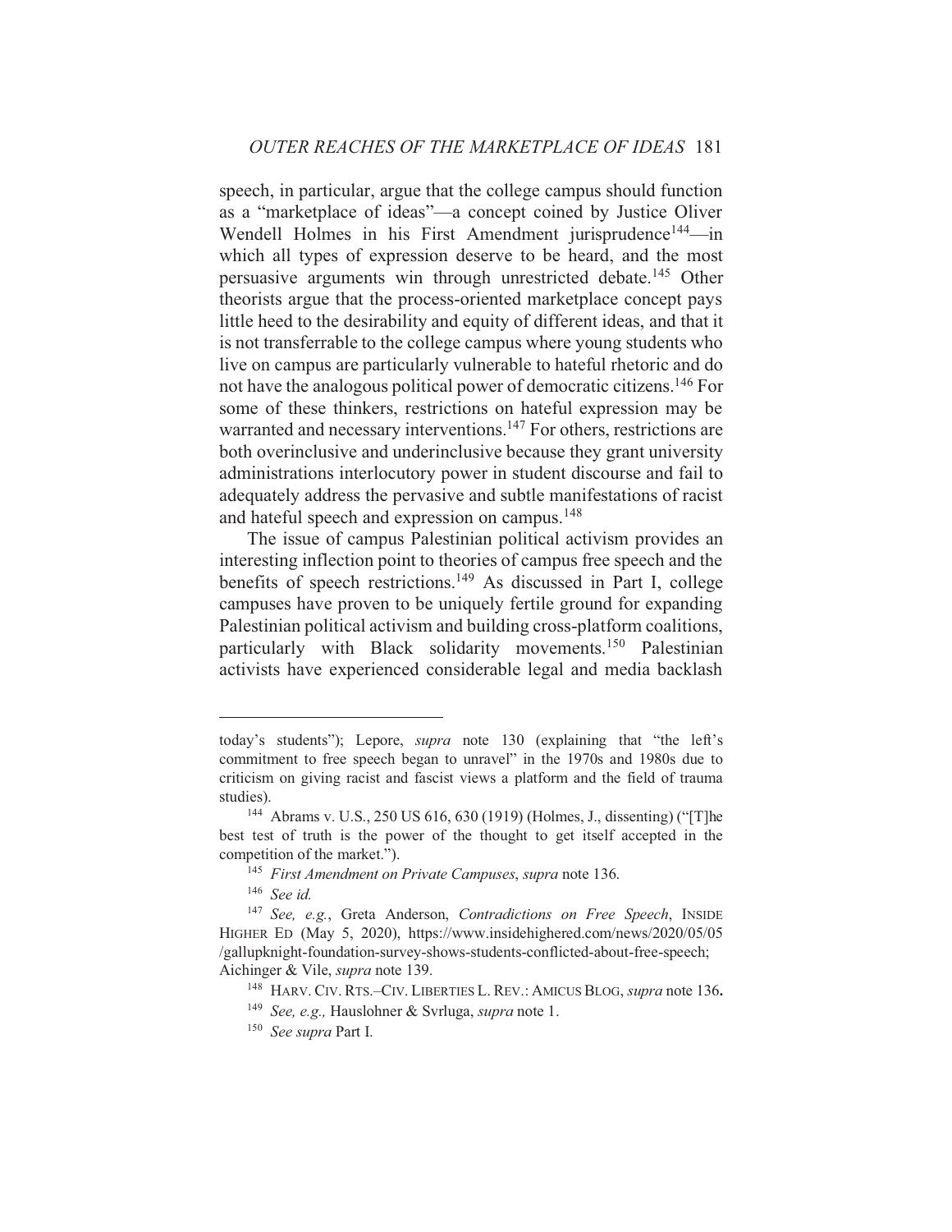speech, in particular, argue that the college campus should function as a "marketplace of ideas"—a concept coined by Justice Oliver Wendell Holmes in his First Amendment jurisprudence[144]—in which all types of expression deserve to be heard, and the most persuasive arguments win through unrestricted debate.[145] Other theorists argue that the process-oriented marketplace concept pays little heed to the desirability and equity of different ideas, and that it is not transferrable to the college campus where young students who live on campus are particularly vulnerable to hateful rhetoric and do not have the analogous political power of democratic citizens.[146] For some of these thinkers, restrictions on hateful expression may be warranted and necessary interventions.[147] For others, restrictions are both overinclusive and underinclusive because they grant university administrations interlocutory power in student discourse and fail to adequately address the pervasive and subtle manifestations of racist and hateful speech and expression on campus.[148]

The issue of campus Palestinian political activism provides an interesting inflection point to theories of campus free speech and the benefits of speech restrictions.[149] As discussed in Part I, college campuses have proven to be uniquely fertile ground for expanding Palestinian political activism and building cross-platform coalitions, particularly with Black solidarity movements.[150] Palestinian activists have experienced considerable legal and media backlash

---

today's students"); Lepore, *supra* note 130 (explaining that "the left's commitment to free speech began to unravel" in the 1970s and 1980s due to criticism on giving racist and fascist views a platform and the field of trauma studies).

[144] Abrams v. U.S., 250 US 616, 630 (1919) (Holmes, J., dissenting) ("[T]he best test of truth is the power of the thought to get itself accepted in the competition of the market.").

[145] *First Amendment on Private Campuses*, *supra* note 136.

[146] *See id.*

[147] *See, e.g.*, Greta Anderson, *Contradictions on Free Speech*, INSIDE HIGHER ED (May 5, 2020), https://www.insidehighered.com/news/2020/05/05/gallupknight-foundation-survey-shows-students-conflicted-about-free-speech; Aichinger & Vile, *supra* note 139.

[148] HARV. CIV. RTS.–CIV. LIBERTIES L. REV.: AMICUS BLOG, *supra* note 136.

[149] *See, e.g.,* Hauslohner & Svrluga, *supra* note 1.

[150] *See supra* Part I.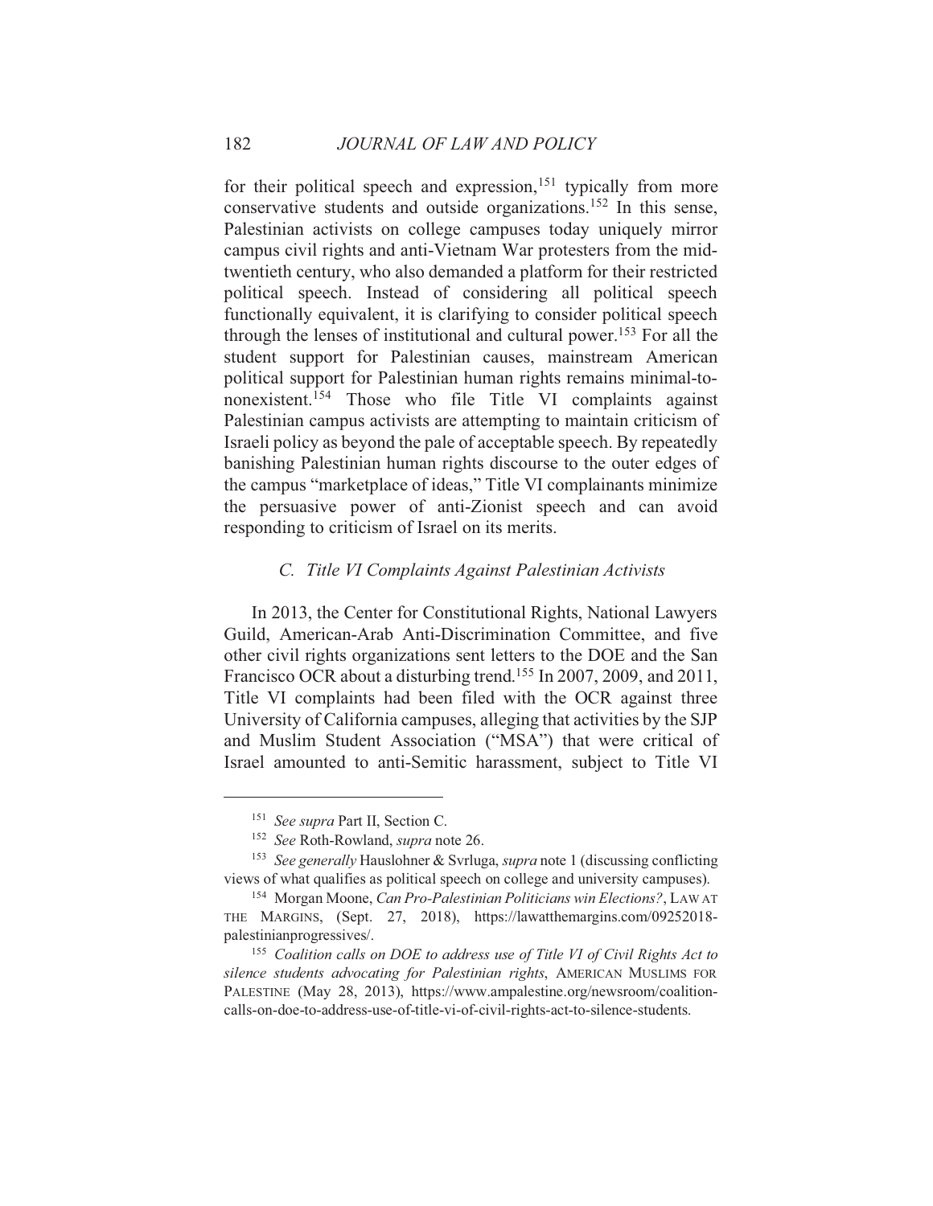for their political speech and expression,[151] typically from more conservative students and outside organizations.[152] In this sense, Palestinian activists on college campuses today uniquely mirror campus civil rights and anti-Vietnam War protesters from the mid-twentieth century, who also demanded a platform for their restricted political speech. Instead of considering all political speech functionally equivalent, it is clarifying to consider political speech through the lenses of institutional and cultural power.[153] For all the student support for Palestinian causes, mainstream American political support for Palestinian human rights remains minimal-to-nonexistent.[154] Those who file Title VI complaints against Palestinian campus activists are attempting to maintain criticism of Israeli policy as beyond the pale of acceptable speech. By repeatedly banishing Palestinian human rights discourse to the outer edges of the campus "marketplace of ideas," Title VI complainants minimize the persuasive power of anti-Zionist speech and can avoid responding to criticism of Israel on its merits.

### *C. Title VI Complaints Against Palestinian Activists*

In 2013, the Center for Constitutional Rights, National Lawyers Guild, American-Arab Anti-Discrimination Committee, and five other civil rights organizations sent letters to the DOE and the San Francisco OCR about a disturbing trend.[155] In 2007, 2009, and 2011, Title VI complaints had been filed with the OCR against three University of California campuses, alleging that activities by the SJP and Muslim Student Association ("MSA") that were critical of Israel amounted to anti-Semitic harassment, subject to Title VI

---

[151] *See supra* Part II, Section C.

[152] *See* Roth-Rowland, *supra* note 26.

[153] *See generally* Hauslohner & Svrluga, *supra* note 1 (discussing conflicting views of what qualifies as political speech on college and university campuses).

[154] Morgan Moone, *Can Pro-Palestinian Politicians win Elections?*, LAW AT THE MARGINS, (Sept. 27, 2018), https://lawatthemargins.com/09252018-palestinianprogressives/.

[155] *Coalition calls on DOE to address use of Title VI of Civil Rights Act to silence students advocating for Palestinian rights*, AMERICAN MUSLIMS FOR PALESTINE (May 28, 2013), https://www.ampalestine.org/newsroom/coalition-calls-on-doe-to-address-use-of-title-vi-of-civil-rights-act-to-silence-students.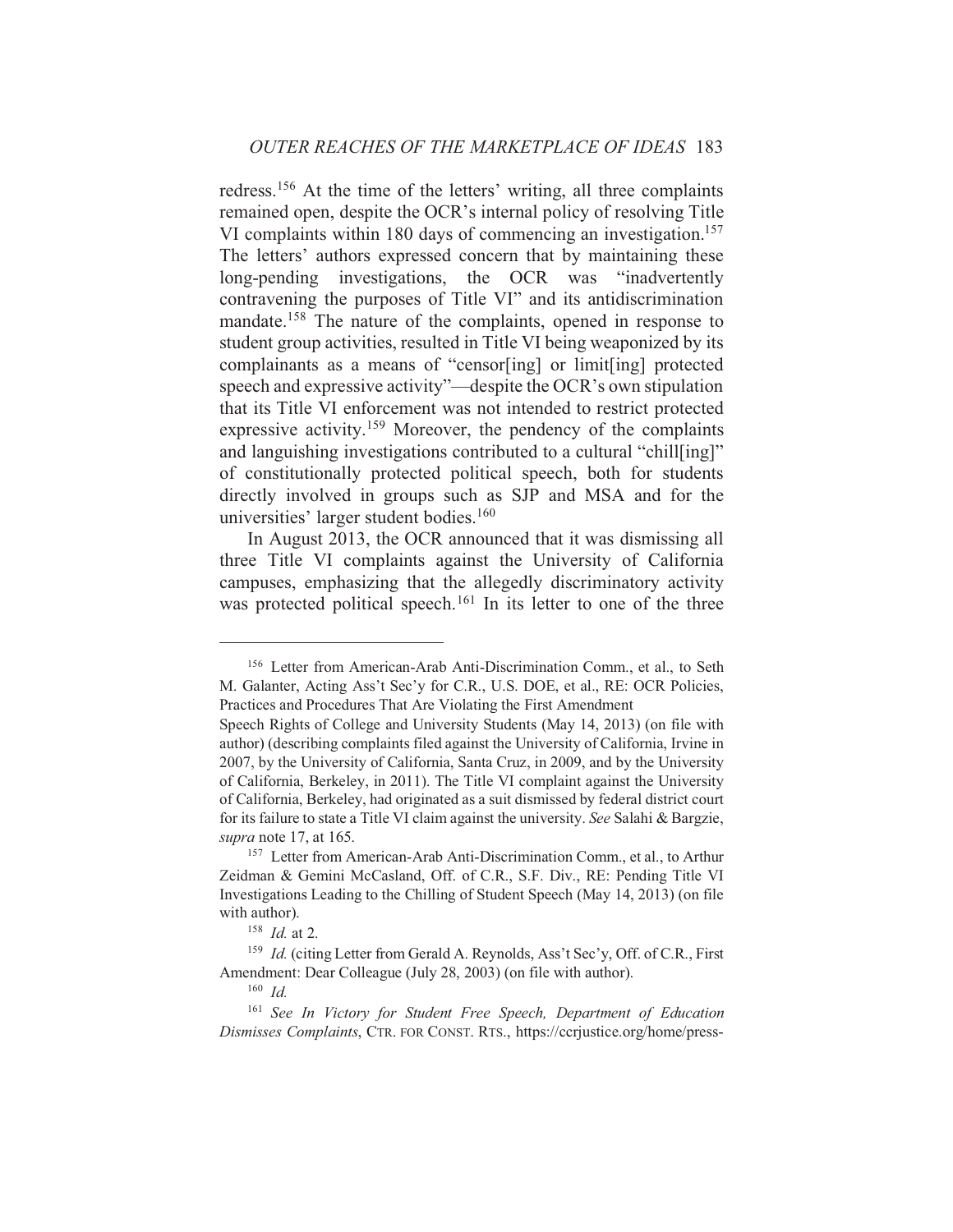redress.[156] At the time of the letters' writing, all three complaints remained open, despite the OCR's internal policy of resolving Title VI complaints within 180 days of commencing an investigation.[157] The letters' authors expressed concern that by maintaining these long-pending investigations, the OCR was "inadvertently contravening the purposes of Title VI" and its antidiscrimination mandate.[158] The nature of the complaints, opened in response to student group activities, resulted in Title VI being weaponized by its complainants as a means of "censor[ing] or limit[ing] protected speech and expressive activity"—despite the OCR's own stipulation that its Title VI enforcement was not intended to restrict protected expressive activity.[159] Moreover, the pendency of the complaints and languishing investigations contributed to a cultural "chill[ing]" of constitutionally protected political speech, both for students directly involved in groups such as SJP and MSA and for the universities' larger student bodies.[160]

In August 2013, the OCR announced that it was dismissing all three Title VI complaints against the University of California campuses, emphasizing that the allegedly discriminatory activity was protected political speech.[161] In its letter to one of the three

---

[156] Letter from American-Arab Anti-Discrimination Comm., et al., to Seth M. Galanter, Acting Ass't Sec'y for C.R., U.S. DOE, et al., RE: OCR Policies, Practices and Procedures That Are Violating the First Amendment Speech Rights of College and University Students (May 14, 2013) (on file with author) (describing complaints filed against the University of California, Irvine in 2007, by the University of California, Santa Cruz, in 2009, and by the University of California, Berkeley, in 2011). The Title VI complaint against the University of California, Berkeley, had originated as a suit dismissed by federal district court for its failure to state a Title VI claim against the university. *See* Salahi & Bargzie, *supra* note 17, at 165.

[157] Letter from American-Arab Anti-Discrimination Comm., et al., to Arthur Zeidman & Gemini McCasland, Off. of C.R., S.F. Div., RE: Pending Title VI Investigations Leading to the Chilling of Student Speech (May 14, 2013) (on file with author).

[158] *Id.* at 2.

[159] *Id.* (citing Letter from Gerald A. Reynolds, Ass't Sec'y, Off. of C.R., First Amendment: Dear Colleague (July 28, 2003) (on file with author).

[160] *Id.*

[161] *See In Victory for Student Free Speech, Department of Education Dismisses Complaints*, CTR. FOR CONST. RTS., https://ccrjustice.org/home/press-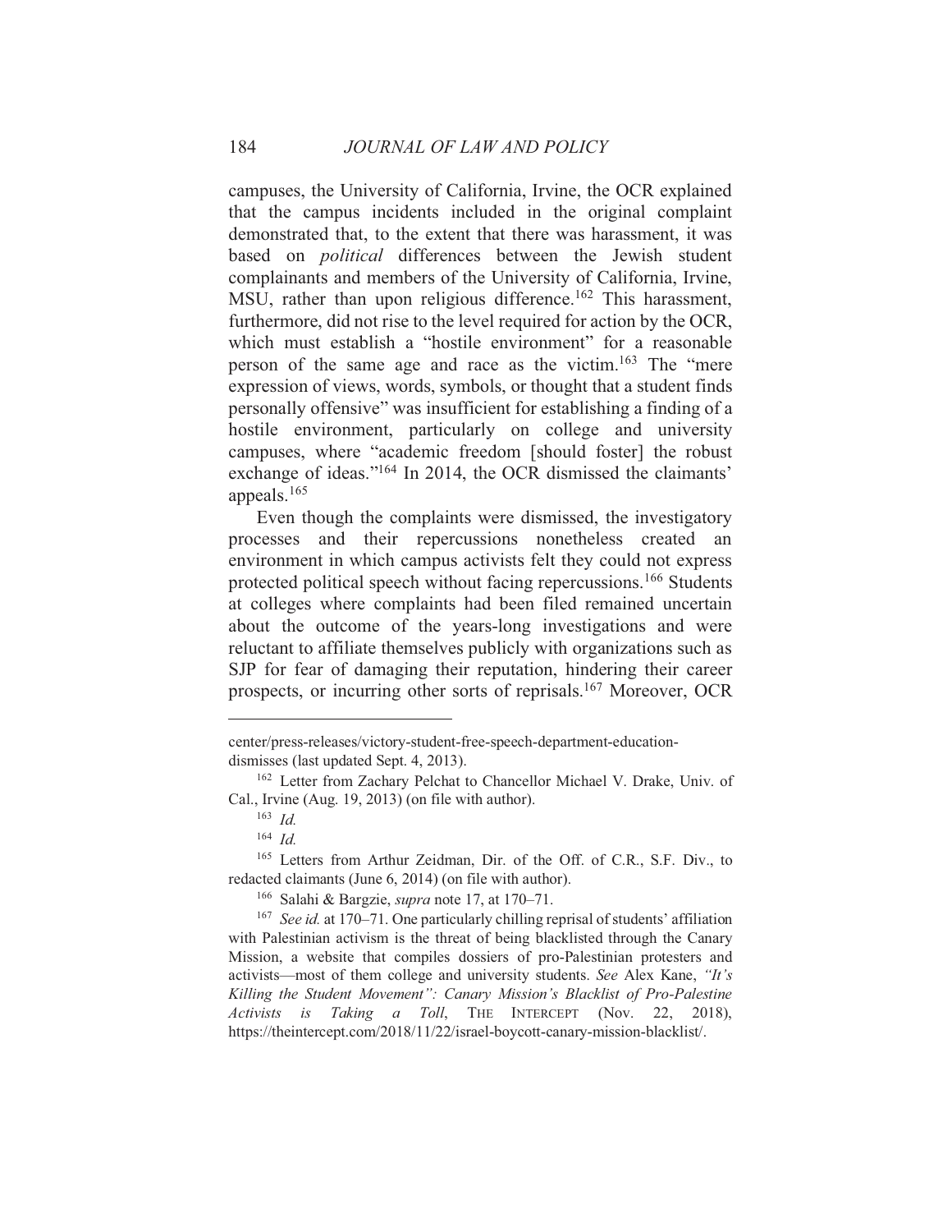campuses, the University of California, Irvine, the OCR explained that the campus incidents included in the original complaint demonstrated that, to the extent that there was harassment, it was based on *political* differences between the Jewish student complainants and members of the University of California, Irvine, MSU, rather than upon religious difference.[162] This harassment, furthermore, did not rise to the level required for action by the OCR, which must establish a "hostile environment" for a reasonable person of the same age and race as the victim.[163] The "mere expression of views, words, symbols, or thought that a student finds personally offensive" was insufficient for establishing a finding of a hostile environment, particularly on college and university campuses, where "academic freedom [should foster] the robust exchange of ideas."[164] In 2014, the OCR dismissed the claimants' appeals.[165]

Even though the complaints were dismissed, the investigatory processes and their repercussions nonetheless created an environment in which campus activists felt they could not express protected political speech without facing repercussions.[166] Students at colleges where complaints had been filed remained uncertain about the outcome of the years-long investigations and were reluctant to affiliate themselves publicly with organizations such as SJP for fear of damaging their reputation, hindering their career prospects, or incurring other sorts of reprisals.[167] Moreover, OCR

---

center/press-releases/victory-student-free-speech-department-education-dismisses (last updated Sept. 4, 2013).

[162] Letter from Zachary Pelchat to Chancellor Michael V. Drake, Univ. of Cal., Irvine (Aug. 19, 2013) (on file with author).

[163] *Id.*

[164] *Id.*

[165] Letters from Arthur Zeidman, Dir. of the Off. of C.R., S.F. Div., to redacted claimants (June 6, 2014) (on file with author).

[166] Salahi & Bargzie, *supra* note 17, at 170–71.

[167] *See id.* at 170–71. One particularly chilling reprisal of students' affiliation with Palestinian activism is the threat of being blacklisted through the Canary Mission, a website that compiles dossiers of pro-Palestinian protesters and activists—most of them college and university students. *See* Alex Kane, *"It's Killing the Student Movement": Canary Mission's Blacklist of Pro-Palestine Activists is Taking a Toll*, THE INTERCEPT (Nov. 22, 2018), https://theintercept.com/2018/11/22/israel-boycott-canary-mission-blacklist/.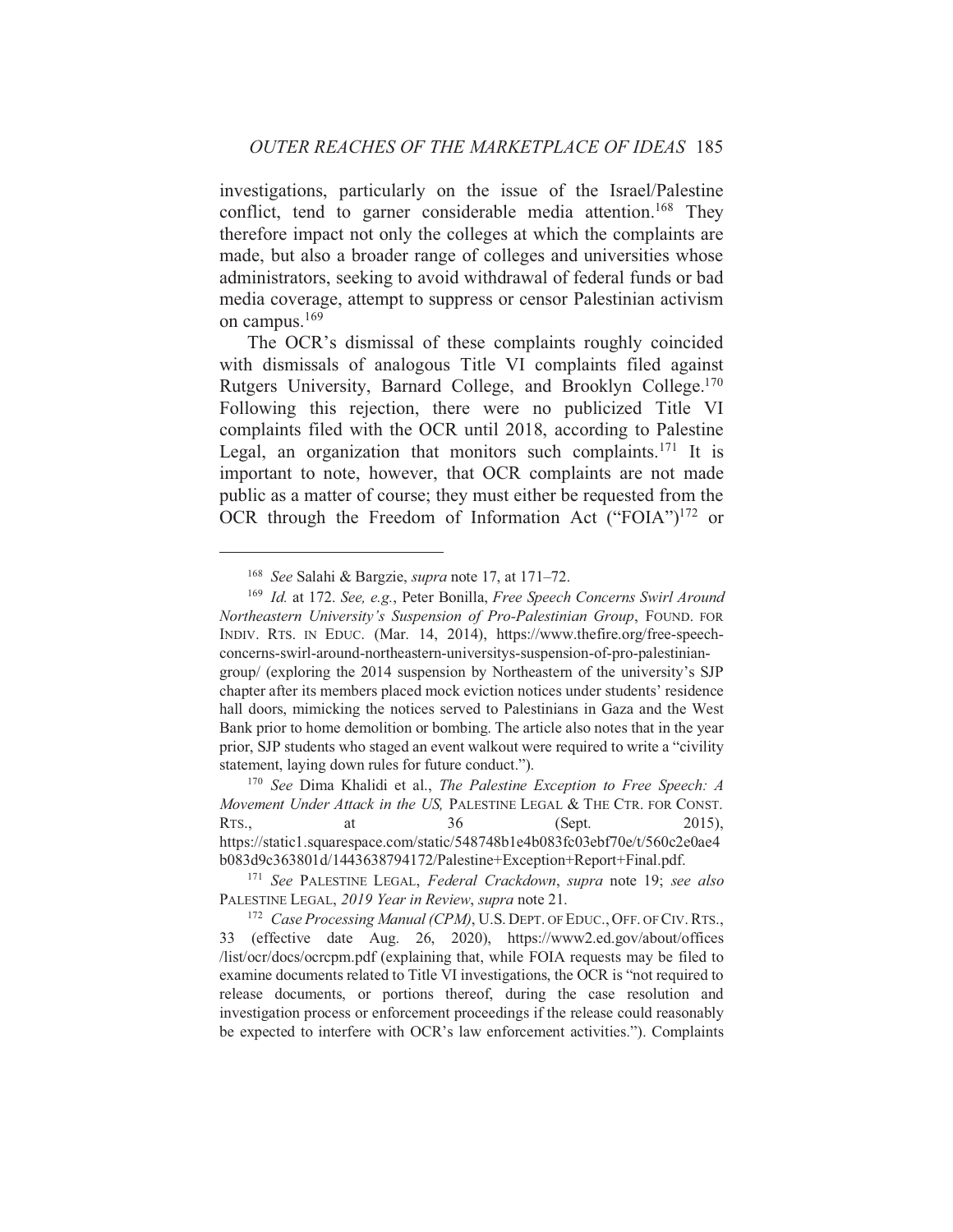investigations, particularly on the issue of the Israel/Palestine conflict, tend to garner considerable media attention.[168] They therefore impact not only the colleges at which the complaints are made, but also a broader range of colleges and universities whose administrators, seeking to avoid withdrawal of federal funds or bad media coverage, attempt to suppress or censor Palestinian activism on campus.[169]

The OCR's dismissal of these complaints roughly coincided with dismissals of analogous Title VI complaints filed against Rutgers University, Barnard College, and Brooklyn College.[170] Following this rejection, there were no publicized Title VI complaints filed with the OCR until 2018, according to Palestine Legal, an organization that monitors such complaints.[171] It is important to note, however, that OCR complaints are not made public as a matter of course; they must either be requested from the OCR through the Freedom of Information Act ("FOIA")[172] or

---

[168] *See* Salahi & Bargzie, *supra* note 17, at 171–72.

[169] *Id.* at 172. *See, e.g.*, Peter Bonilla, *Free Speech Concerns Swirl Around Northeastern University's Suspension of Pro-Palestinian Group*, FOUND. FOR INDIV. RTS. IN EDUC. (Mar. 14, 2014), https://www.thefire.org/free-speech-concerns-swirl-around-northeastern-universitys-suspension-of-pro-palestinian-group/ (exploring the 2014 suspension by Northeastern of the university's SJP chapter after its members placed mock eviction notices under students' residence hall doors, mimicking the notices served to Palestinians in Gaza and the West Bank prior to home demolition or bombing. The article also notes that in the year prior, SJP students who staged an event walkout were required to write a "civility statement, laying down rules for future conduct.").

[170] *See* Dima Khalidi et al., *The Palestine Exception to Free Speech: A Movement Under Attack in the US,* PALESTINE LEGAL & THE CTR. FOR CONST. RTS., at 36 (Sept. 2015), https://static1.squarespace.com/static/548748b1e4b083fc03ebf70e/t/560c2e0ae4b083d9c363801d/1443638794172/Palestine+Exception+Report+Final.pdf.

[171] *See* PALESTINE LEGAL, *Federal Crackdown*, *supra* note 19; *see also* PALESTINE LEGAL, *2019 Year in Review*, *supra* note 21.

[172] *Case Processing Manual (CPM)*, U.S. DEPT. OF EDUC., OFF. OF CIV. RTS., 33 (effective date Aug. 26, 2020), https://www2.ed.gov/about/offices/list/ocr/docs/ocrcpm.pdf (explaining that, while FOIA requests may be filed to examine documents related to Title VI investigations, the OCR is "not required to release documents, or portions thereof, during the case resolution and investigation process or enforcement proceedings if the release could reasonably be expected to interfere with OCR's law enforcement activities."). Complaints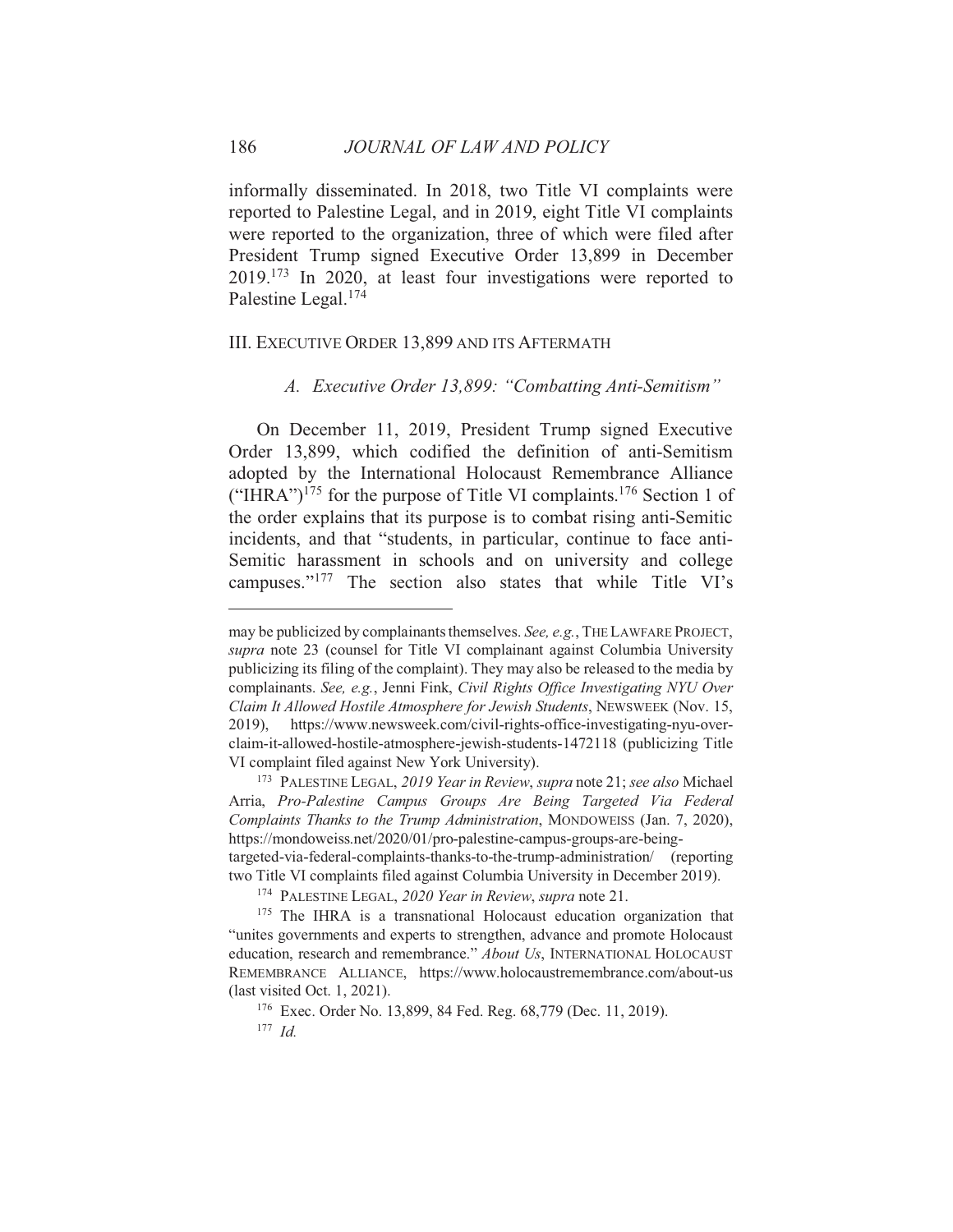informally disseminated. In 2018, two Title VI complaints were reported to Palestine Legal, and in 2019, eight Title VI complaints were reported to the organization, three of which were filed after President Trump signed Executive Order 13,899 in December 2019.[173] In 2020, at least four investigations were reported to Palestine Legal.[174]

## III. Executive Order 13,899 and its Aftermath

### A. *Executive Order 13,899: "Combatting Anti-Semitism"*

On December 11, 2019, President Trump signed Executive Order 13,899, which codified the definition of anti-Semitism adopted by the International Holocaust Remembrance Alliance ("IHRA")[175] for the purpose of Title VI complaints.[176] Section 1 of the order explains that its purpose is to combat rising anti-Semitic incidents, and that "students, in particular, continue to face anti-Semitic harassment in schools and on university and college campuses."[177] The section also states that while Title VI's

---

may be publicized by complainants themselves. *See, e.g.*, The Lawfare Project, *supra* note 23 (counsel for Title VI complainant against Columbia University publicizing its filing of the complaint). They may also be released to the media by complainants. *See, e.g.*, Jenni Fink, *Civil Rights Office Investigating NYU Over Claim It Allowed Hostile Atmosphere for Jewish Students*, Newsweek (Nov. 15, 2019), https://www.newsweek.com/civil-rights-office-investigating-nyu-over-claim-it-allowed-hostile-atmosphere-jewish-students-1472118 (publicizing Title VI complaint filed against New York University).

[173] Palestine Legal, *2019 Year in Review*, *supra* note 21; *see also* Michael Arria, *Pro-Palestine Campus Groups Are Being Targeted Via Federal Complaints Thanks to the Trump Administration*, Mondoweiss (Jan. 7, 2020), https://mondoweiss.net/2020/01/pro-palestine-campus-groups-are-being-targeted-via-federal-complaints-thanks-to-the-trump-administration/ (reporting two Title VI complaints filed against Columbia University in December 2019).

[174] Palestine Legal, *2020 Year in Review*, *supra* note 21.

[175] The IHRA is a transnational Holocaust education organization that "unites governments and experts to strengthen, advance and promote Holocaust education, research and remembrance." *About Us*, International Holocaust Remembrance Alliance, https://www.holocaustremembrance.com/about-us (last visited Oct. 1, 2021).

[176] Exec. Order No. 13,899, 84 Fed. Reg. 68,779 (Dec. 11, 2019).

[177] *Id.*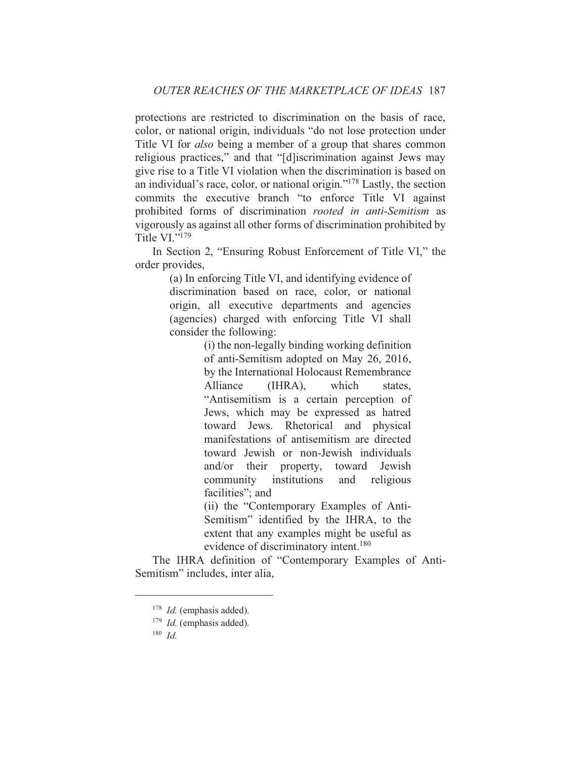protections are restricted to discrimination on the basis of race, color, or national origin, individuals "do not lose protection under Title VI for *also* being a member of a group that shares common religious practices," and that "[d]iscrimination against Jews may give rise to a Title VI violation when the discrimination is based on an individual's race, color, or national origin."[178] Lastly, the section commits the executive branch "to enforce Title VI against prohibited forms of discrimination *rooted in anti-Semitism* as vigorously as against all other forms of discrimination prohibited by Title VI."[179]

In Section 2, "Ensuring Robust Enforcement of Title VI," the order provides,

> (a) In enforcing Title VI, and identifying evidence of discrimination based on race, color, or national origin, all executive departments and agencies (agencies) charged with enforcing Title VI shall consider the following:
>
> > (i) the non-legally binding working definition of anti-Semitism adopted on May 26, 2016, by the International Holocaust Remembrance Alliance (IHRA), which states, "Antisemitism is a certain perception of Jews, which may be expressed as hatred toward Jews. Rhetorical and physical manifestations of antisemitism are directed toward Jewish or non-Jewish individuals and/or their property, toward Jewish community institutions and religious facilities"; and
> >
> > (ii) the "Contemporary Examples of Anti-Semitism" identified by the IHRA, to the extent that any examples might be useful as evidence of discriminatory intent.[180]

The IHRA definition of "Contemporary Examples of Anti-Semitism" includes, inter alia,

---

[178] *Id.* (emphasis added).

[179] *Id.* (emphasis added).

[180] *Id.*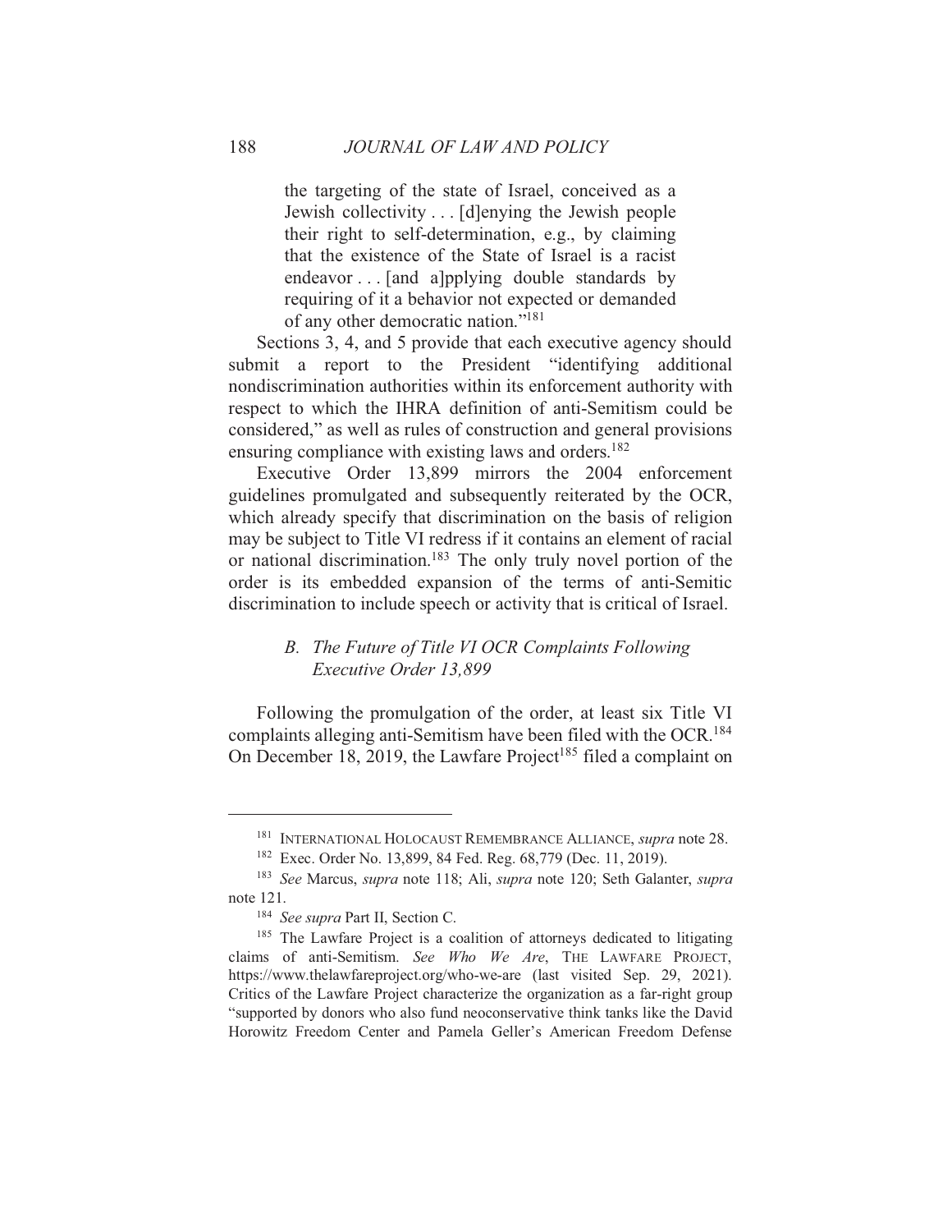> the targeting of the state of Israel, conceived as a Jewish collectivity . . . [d]enying the Jewish people their right to self-determination, e.g., by claiming that the existence of the State of Israel is a racist endeavor . . . [and a]pplying double standards by requiring of it a behavior not expected or demanded of any other democratic nation."[181]

Sections 3, 4, and 5 provide that each executive agency should submit a report to the President "identifying additional nondiscrimination authorities within its enforcement authority with respect to which the IHRA definition of anti-Semitism could be considered," as well as rules of construction and general provisions ensuring compliance with existing laws and orders.[182]

Executive Order 13,899 mirrors the 2004 enforcement guidelines promulgated and subsequently reiterated by the OCR, which already specify that discrimination on the basis of religion may be subject to Title VI redress if it contains an element of racial or national discrimination.[183] The only truly novel portion of the order is its embedded expansion of the terms of anti-Semitic discrimination to include speech or activity that is critical of Israel.

### *B. The Future of Title VI OCR Complaints Following Executive Order 13,899*

Following the promulgation of the order, at least six Title VI complaints alleging anti-Semitism have been filed with the OCR.[184] On December 18, 2019, the Lawfare Project[185] filed a complaint on

---

[181] INTERNATIONAL HOLOCAUST REMEMBRANCE ALLIANCE, *supra* note 28.

[182] Exec. Order No. 13,899, 84 Fed. Reg. 68,779 (Dec. 11, 2019).

[183] *See* Marcus, *supra* note 118; Ali, *supra* note 120; Seth Galanter, *supra* note 121.

[184] *See supra* Part II, Section C.

[185] The Lawfare Project is a coalition of attorneys dedicated to litigating claims of anti-Semitism. *See Who We Are*, THE LAWFARE PROJECT, https://www.thelawfareproject.org/who-we-are (last visited Sep. 29, 2021). Critics of the Lawfare Project characterize the organization as a far-right group "supported by donors who also fund neoconservative think tanks like the David Horowitz Freedom Center and Pamela Geller's American Freedom Defense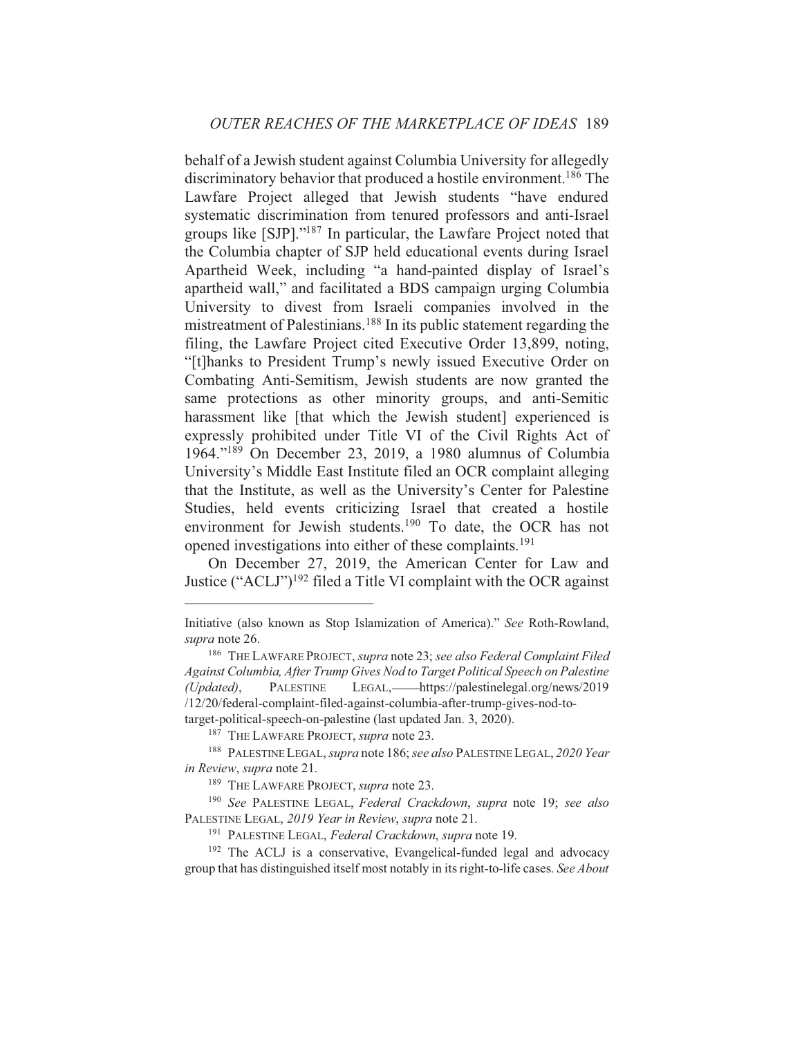behalf of a Jewish student against Columbia University for allegedly discriminatory behavior that produced a hostile environment.[186] The Lawfare Project alleged that Jewish students "have endured systematic discrimination from tenured professors and anti-Israel groups like [SJP]."[187] In particular, the Lawfare Project noted that the Columbia chapter of SJP held educational events during Israel Apartheid Week, including "a hand-painted display of Israel's apartheid wall," and facilitated a BDS campaign urging Columbia University to divest from Israeli companies involved in the mistreatment of Palestinians.[188] In its public statement regarding the filing, the Lawfare Project cited Executive Order 13,899, noting, "[t]hanks to President Trump's newly issued Executive Order on Combating Anti-Semitism, Jewish students are now granted the same protections as other minority groups, and anti-Semitic harassment like [that which the Jewish student] experienced is expressly prohibited under Title VI of the Civil Rights Act of 1964."[189] On December 23, 2019, a 1980 alumnus of Columbia University's Middle East Institute filed an OCR complaint alleging that the Institute, as well as the University's Center for Palestine Studies, held events criticizing Israel that created a hostile environment for Jewish students.[190] To date, the OCR has not opened investigations into either of these complaints.[191]

On December 27, 2019, the American Center for Law and Justice ("ACLJ")[192] filed a Title VI complaint with the OCR against

---

Initiative (also known as Stop Islamization of America)." *See* Roth-Rowland, *supra* note 26.

[186] THE LAWFARE PROJECT, *supra* note 23; *see also Federal Complaint Filed Against Columbia, After Trump Gives Nod to Target Political Speech on Palestine (Updated)*, PALESTINE LEGAL,——https://palestinelegal.org/news/2019/12/20/federal-complaint-filed-against-columbia-after-trump-gives-nod-to-target-political-speech-on-palestine (last updated Jan. 3, 2020).

[187] THE LAWFARE PROJECT, *supra* note 23.

[188] PALESTINE LEGAL, *supra* note 186; *see also* PALESTINE LEGAL, *2020 Year in Review*, *supra* note 21.

[189] THE LAWFARE PROJECT, *supra* note 23.

[190] *See* PALESTINE LEGAL, *Federal Crackdown*, *supra* note 19; *see also* PALESTINE LEGAL, *2019 Year in Review*, *supra* note 21.

[191] PALESTINE LEGAL, *Federal Crackdown*, *supra* note 19.

[192] The ACLJ is a conservative, Evangelical-funded legal and advocacy group that has distinguished itself most notably in its right-to-life cases. *See About*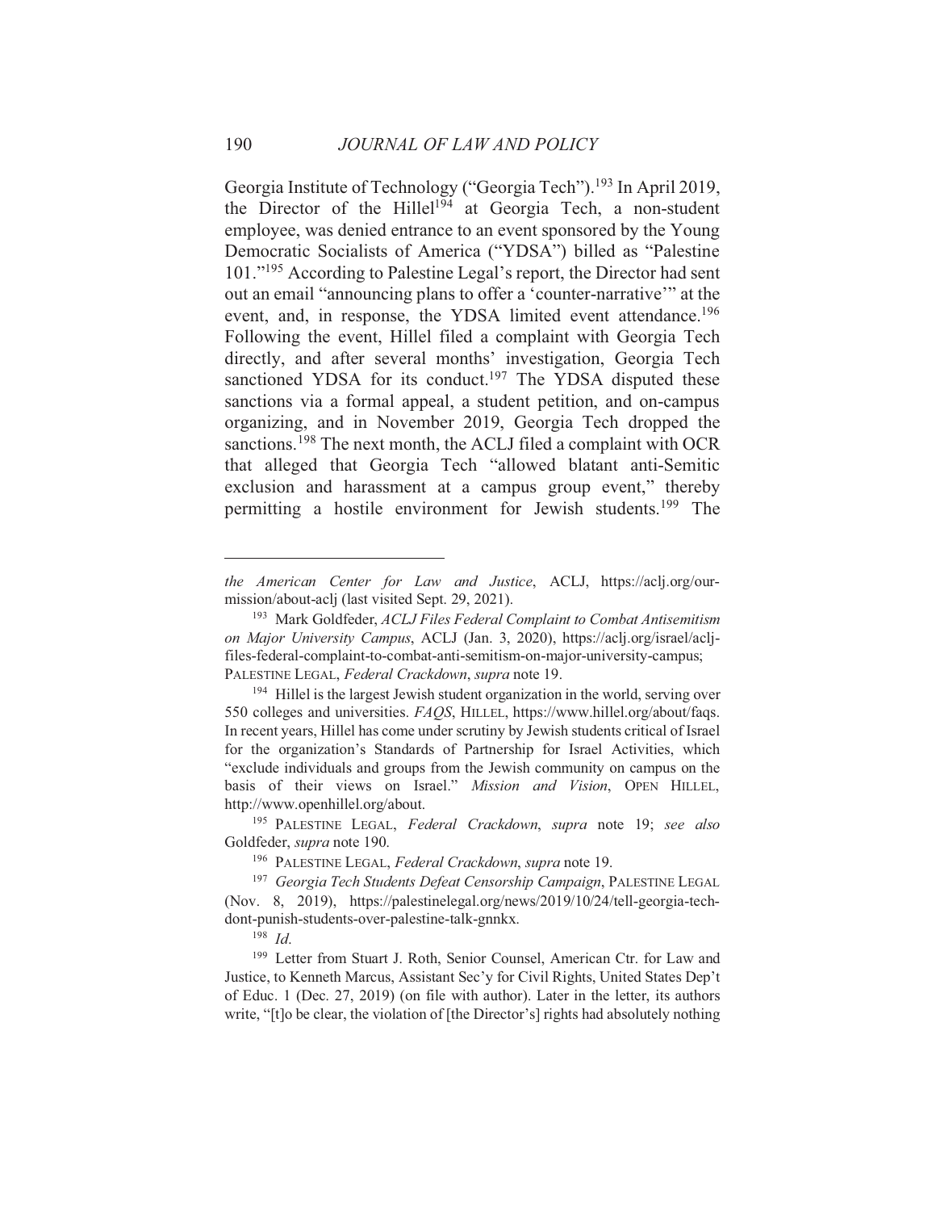Georgia Institute of Technology ("Georgia Tech").[193] In April 2019, the Director of the Hillel[194] at Georgia Tech, a non-student employee, was denied entrance to an event sponsored by the Young Democratic Socialists of America ("YDSA") billed as "Palestine 101."[195] According to Palestine Legal's report, the Director had sent out an email "announcing plans to offer a 'counter-narrative'" at the event, and, in response, the YDSA limited event attendance.[196] Following the event, Hillel filed a complaint with Georgia Tech directly, and after several months' investigation, Georgia Tech sanctioned YDSA for its conduct.[197] The YDSA disputed these sanctions via a formal appeal, a student petition, and on-campus organizing, and in November 2019, Georgia Tech dropped the sanctions.[198] The next month, the ACLJ filed a complaint with OCR that alleged that Georgia Tech "allowed blatant anti-Semitic exclusion and harassment at a campus group event," thereby permitting a hostile environment for Jewish students.[199] The

---

*the American Center for Law and Justice*, ACLJ, https://aclj.org/our-mission/about-aclj (last visited Sept. 29, 2021).

[193] Mark Goldfeder, *ACLJ Files Federal Complaint to Combat Antisemitism on Major University Campus*, ACLJ (Jan. 3, 2020), https://aclj.org/israel/aclj-files-federal-complaint-to-combat-anti-semitism-on-major-university-campus; PALESTINE LEGAL, *Federal Crackdown*, *supra* note 19.

[194] Hillel is the largest Jewish student organization in the world, serving over 550 colleges and universities. *FAQS*, HILLEL, https://www.hillel.org/about/faqs. In recent years, Hillel has come under scrutiny by Jewish students critical of Israel for the organization's Standards of Partnership for Israel Activities, which "exclude individuals and groups from the Jewish community on campus on the basis of their views on Israel." *Mission and Vision*, OPEN HILLEL, http://www.openhillel.org/about.

[195] PALESTINE LEGAL, *Federal Crackdown*, *supra* note 19; *see also* Goldfeder, *supra* note 190.

[196] PALESTINE LEGAL, *Federal Crackdown*, *supra* note 19.

[197] *Georgia Tech Students Defeat Censorship Campaign*, PALESTINE LEGAL (Nov. 8, 2019), https://palestinelegal.org/news/2019/10/24/tell-georgia-tech-dont-punish-students-over-palestine-talk-gnnkx.

[198] *Id.*

[199] Letter from Stuart J. Roth, Senior Counsel, American Ctr. for Law and Justice, to Kenneth Marcus, Assistant Sec'y for Civil Rights, United States Dep't of Educ. 1 (Dec. 27, 2019) (on file with author). Later in the letter, its authors write, "[t]o be clear, the violation of [the Director's] rights had absolutely nothing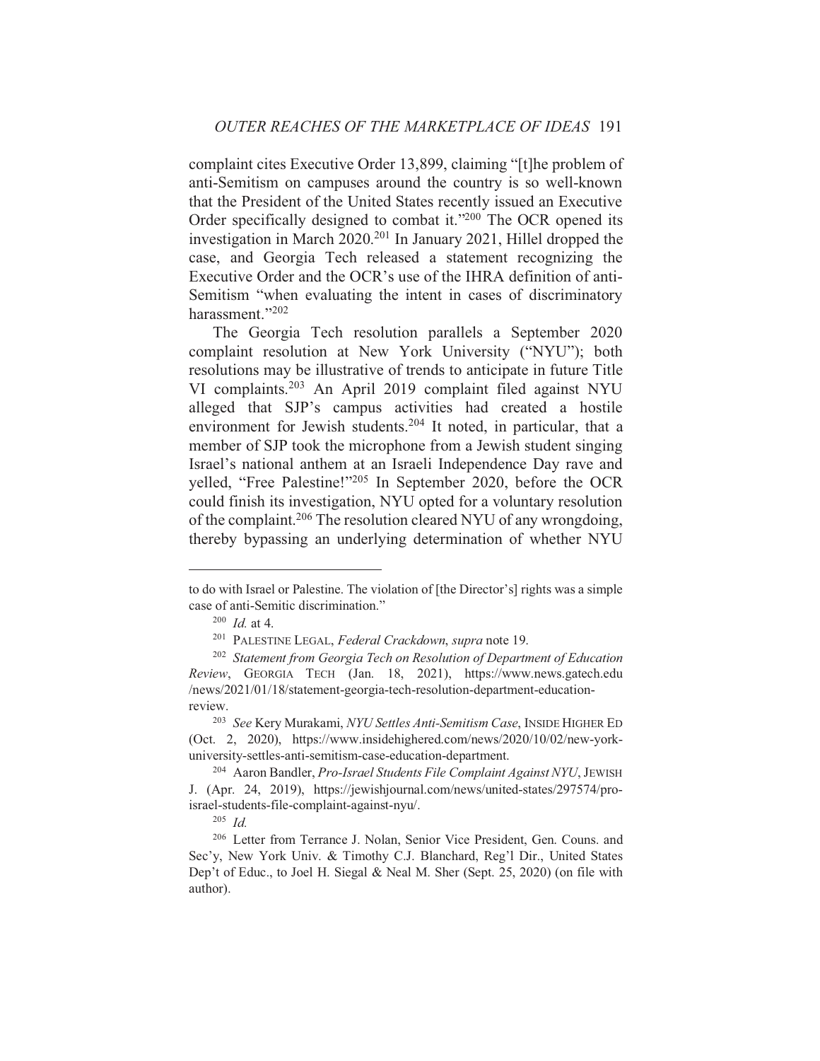complaint cites Executive Order 13,899, claiming "[t]he problem of anti-Semitism on campuses around the country is so well-known that the President of the United States recently issued an Executive Order specifically designed to combat it."[200] The OCR opened its investigation in March 2020.[201] In January 2021, Hillel dropped the case, and Georgia Tech released a statement recognizing the Executive Order and the OCR's use of the IHRA definition of anti-Semitism "when evaluating the intent in cases of discriminatory harassment."[202]

The Georgia Tech resolution parallels a September 2020 complaint resolution at New York University ("NYU"); both resolutions may be illustrative of trends to anticipate in future Title VI complaints.[203] An April 2019 complaint filed against NYU alleged that SJP's campus activities had created a hostile environment for Jewish students.[204] It noted, in particular, that a member of SJP took the microphone from a Jewish student singing Israel's national anthem at an Israeli Independence Day rave and yelled, "Free Palestine!"[205] In September 2020, before the OCR could finish its investigation, NYU opted for a voluntary resolution of the complaint.[206] The resolution cleared NYU of any wrongdoing, thereby bypassing an underlying determination of whether NYU

---

to do with Israel or Palestine. The violation of [the Director's] rights was a simple case of anti-Semitic discrimination."

[200] *Id.* at 4.

[201] PALESTINE LEGAL, *Federal Crackdown*, *supra* note 19.

[202] *Statement from Georgia Tech on Resolution of Department of Education Review*, GEORGIA TECH (Jan. 18, 2021), https://www.news.gatech.edu/news/2021/01/18/statement-georgia-tech-resolution-department-education-review.

[203] *See* Kery Murakami, *NYU Settles Anti-Semitism Case*, INSIDE HIGHER ED (Oct. 2, 2020), https://www.insidehighered.com/news/2020/10/02/new-york-university-settles-anti-semitism-case-education-department.

[204] Aaron Bandler, *Pro-Israel Students File Complaint Against NYU*, JEWISH J. (Apr. 24, 2019), https://jewishjournal.com/news/united-states/297574/pro-israel-students-file-complaint-against-nyu/.

[205] *Id.*

[206] Letter from Terrance J. Nolan, Senior Vice President, Gen. Couns. and Sec'y, New York Univ. & Timothy C.J. Blanchard, Reg'l Dir., United States Dep't of Educ., to Joel H. Siegal & Neal M. Sher (Sept. 25, 2020) (on file with author).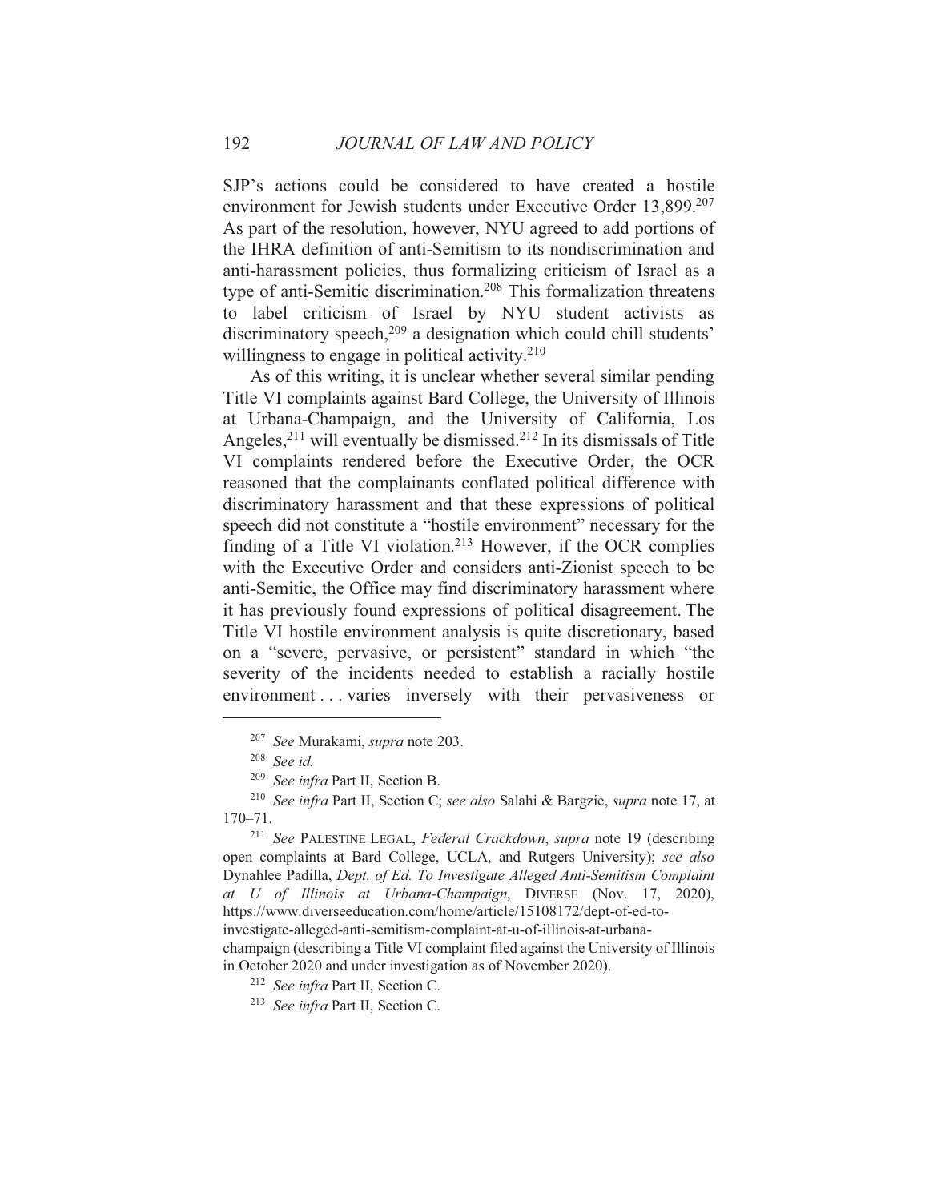SJP's actions could be considered to have created a hostile environment for Jewish students under Executive Order 13,899.[207] As part of the resolution, however, NYU agreed to add portions of the IHRA definition of anti-Semitism to its nondiscrimination and anti-harassment policies, thus formalizing criticism of Israel as a type of anti-Semitic discrimination.[208] This formalization threatens to label criticism of Israel by NYU student activists as discriminatory speech,[209] a designation which could chill students' willingness to engage in political activity.[210]

As of this writing, it is unclear whether several similar pending Title VI complaints against Bard College, the University of Illinois at Urbana-Champaign, and the University of California, Los Angeles,[211] will eventually be dismissed.[212] In its dismissals of Title VI complaints rendered before the Executive Order, the OCR reasoned that the complainants conflated political difference with discriminatory harassment and that these expressions of political speech did not constitute a "hostile environment" necessary for the finding of a Title VI violation.[213] However, if the OCR complies with the Executive Order and considers anti-Zionist speech to be anti-Semitic, the Office may find discriminatory harassment where it has previously found expressions of political disagreement. The Title VI hostile environment analysis is quite discretionary, based on a "severe, pervasive, or persistent" standard in which "the severity of the incidents needed to establish a racially hostile environment . . . varies inversely with their pervasiveness or

---

[207] *See* Murakami, *supra* note 203.

[208] *See id.*

[209] *See infra* Part II, Section B.

[210] *See infra* Part II, Section C; *see also* Salahi & Bargzie, *supra* note 17, at 170–71.

[211] *See* PALESTINE LEGAL, *Federal Crackdown*, *supra* note 19 (describing open complaints at Bard College, UCLA, and Rutgers University); *see also* Dynahlee Padilla, *Dept. of Ed. To Investigate Alleged Anti-Semitism Complaint at U of Illinois at Urbana-Champaign*, DIVERSE (Nov. 17, 2020), https://www.diverseeducation.com/home/article/15108172/dept-of-ed-to-investigate-alleged-anti-semitism-complaint-at-u-of-illinois-at-urbana-champaign (describing a Title VI complaint filed against the University of Illinois in October 2020 and under investigation as of November 2020).

[212] *See infra* Part II, Section C.

[213] *See infra* Part II, Section C.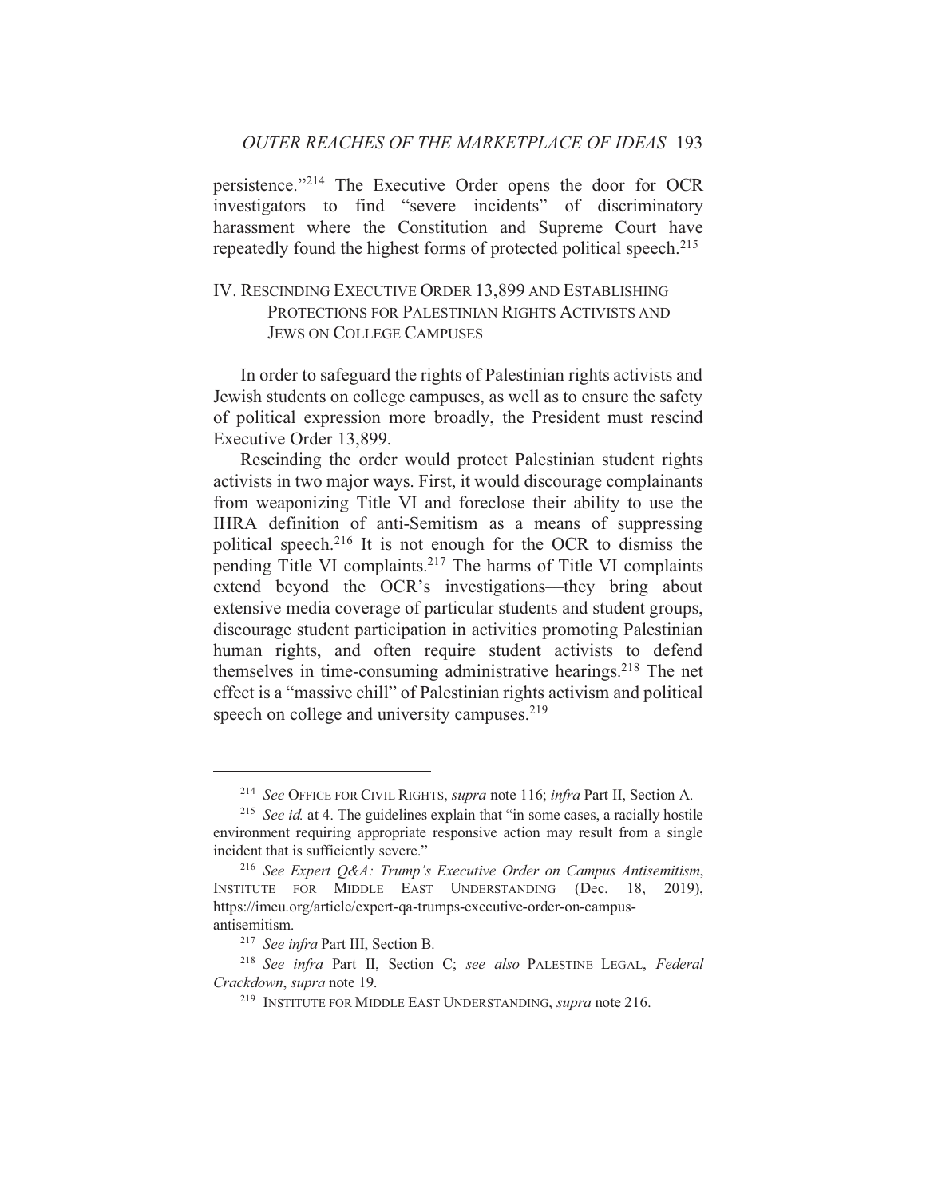persistence."[214] The Executive Order opens the door for OCR investigators to find "severe incidents" of discriminatory harassment where the Constitution and Supreme Court have repeatedly found the highest forms of protected political speech.[215]

## IV. RESCINDING EXECUTIVE ORDER 13,899 AND ESTABLISHING PROTECTIONS FOR PALESTINIAN RIGHTS ACTIVISTS AND JEWS ON COLLEGE CAMPUSES

In order to safeguard the rights of Palestinian rights activists and Jewish students on college campuses, as well as to ensure the safety of political expression more broadly, the President must rescind Executive Order 13,899.

Rescinding the order would protect Palestinian student rights activists in two major ways. First, it would discourage complainants from weaponizing Title VI and foreclose their ability to use the IHRA definition of anti-Semitism as a means of suppressing political speech.[216] It is not enough for the OCR to dismiss the pending Title VI complaints.[217] The harms of Title VI complaints extend beyond the OCR's investigations—they bring about extensive media coverage of particular students and student groups, discourage student participation in activities promoting Palestinian human rights, and often require student activists to defend themselves in time-consuming administrative hearings.[218] The net effect is a "massive chill" of Palestinian rights activism and political speech on college and university campuses.[219]

---

[214] *See* OFFICE FOR CIVIL RIGHTS, *supra* note 116; *infra* Part II, Section A.

[215] *See id.* at 4. The guidelines explain that "in some cases, a racially hostile environment requiring appropriate responsive action may result from a single incident that is sufficiently severe."

[216] *See Expert Q&A: Trump's Executive Order on Campus Antisemitism*, INSTITUTE FOR MIDDLE EAST UNDERSTANDING (Dec. 18, 2019), https://imeu.org/article/expert-qa-trumps-executive-order-on-campus-antisemitism.

[217] *See infra* Part III, Section B.

[218] *See infra* Part II, Section C; *see also* PALESTINE LEGAL, *Federal Crackdown*, *supra* note 19.

[219] INSTITUTE FOR MIDDLE EAST UNDERSTANDING, *supra* note 216.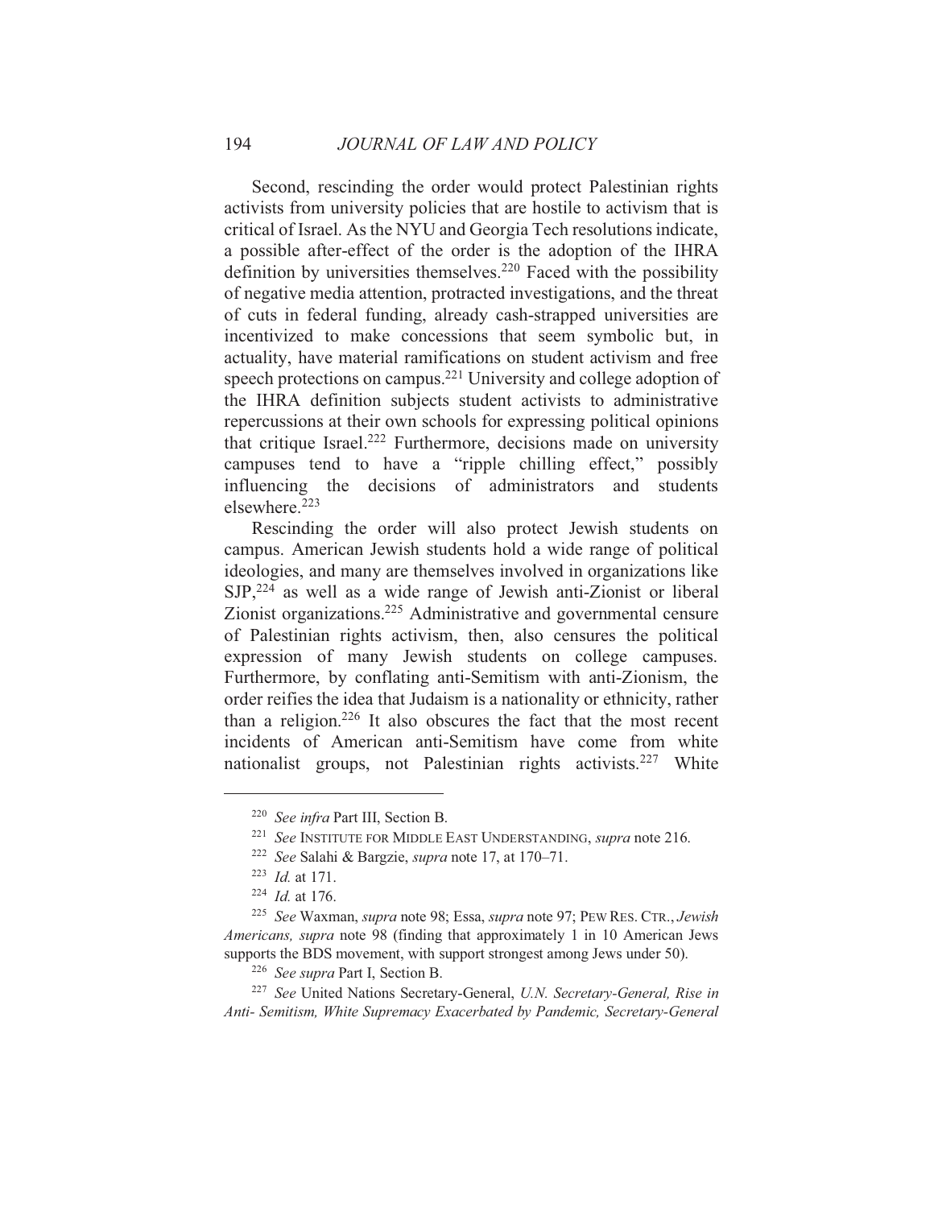Second, rescinding the order would protect Palestinian rights activists from university policies that are hostile to activism that is critical of Israel. As the NYU and Georgia Tech resolutions indicate, a possible after-effect of the order is the adoption of the IHRA definition by universities themselves.[220] Faced with the possibility of negative media attention, protracted investigations, and the threat of cuts in federal funding, already cash-strapped universities are incentivized to make concessions that seem symbolic but, in actuality, have material ramifications on student activism and free speech protections on campus.[221] University and college adoption of the IHRA definition subjects student activists to administrative repercussions at their own schools for expressing political opinions that critique Israel.[222] Furthermore, decisions made on university campuses tend to have a "ripple chilling effect," possibly influencing the decisions of administrators and students elsewhere.[223]

Rescinding the order will also protect Jewish students on campus. American Jewish students hold a wide range of political ideologies, and many are themselves involved in organizations like SJP,[224] as well as a wide range of Jewish anti-Zionist or liberal Zionist organizations.[225] Administrative and governmental censure of Palestinian rights activism, then, also censures the political expression of many Jewish students on college campuses. Furthermore, by conflating anti-Semitism with anti-Zionism, the order reifies the idea that Judaism is a nationality or ethnicity, rather than a religion.[226] It also obscures the fact that the most recent incidents of American anti-Semitism have come from white nationalist groups, not Palestinian rights activists.[227] White

---

[220] *See infra* Part III, Section B.

[221] *See* INSTITUTE FOR MIDDLE EAST UNDERSTANDING, *supra* note 216.

[222] *See* Salahi & Bargzie, *supra* note 17, at 170–71.

[223] *Id.* at 171.

[224] *Id.* at 176.

[225] *See* Waxman, *supra* note 98; Essa, *supra* note 97; PEW RES. CTR., *Jewish Americans, supra* note 98 (finding that approximately 1 in 10 American Jews supports the BDS movement, with support strongest among Jews under 50).

[226] *See supra* Part I, Section B.

[227] *See* United Nations Secretary-General, *U.N. Secretary-General, Rise in Anti- Semitism, White Supremacy Exacerbated by Pandemic, Secretary-General*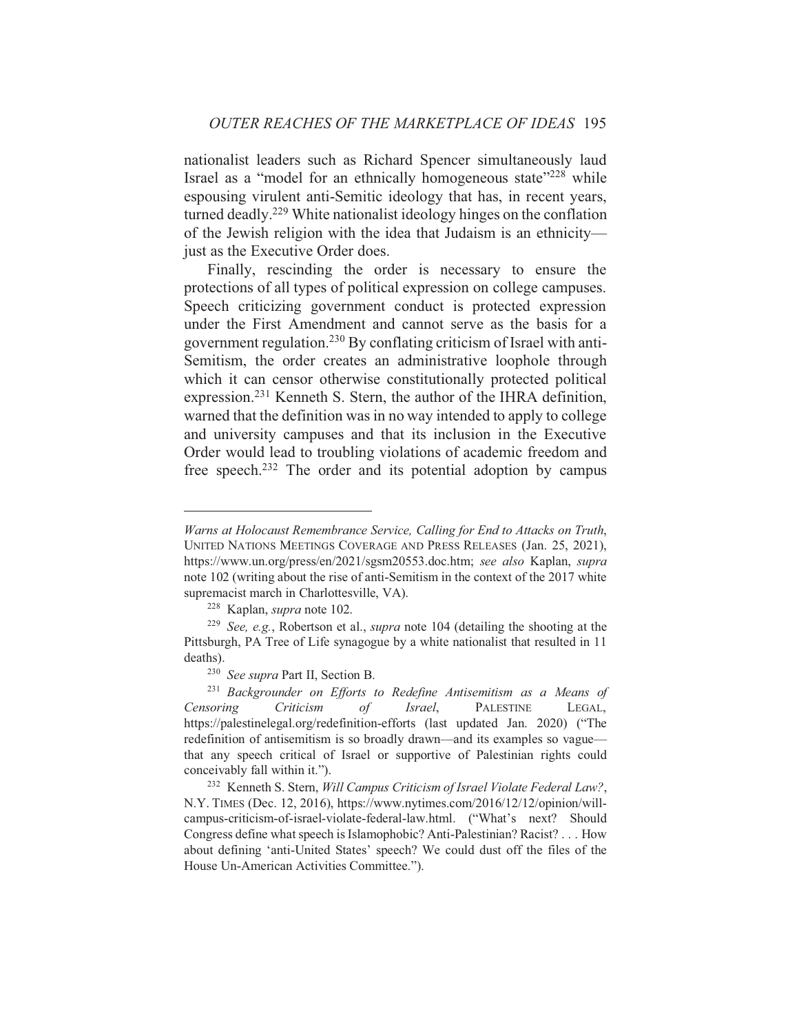nationalist leaders such as Richard Spencer simultaneously laud Israel as a "model for an ethnically homogeneous state"[228] while espousing virulent anti-Semitic ideology that has, in recent years, turned deadly.[229] White nationalist ideology hinges on the conflation of the Jewish religion with the idea that Judaism is an ethnicity—just as the Executive Order does.

Finally, rescinding the order is necessary to ensure the protections of all types of political expression on college campuses. Speech criticizing government conduct is protected expression under the First Amendment and cannot serve as the basis for a government regulation.[230] By conflating criticism of Israel with anti-Semitism, the order creates an administrative loophole through which it can censor otherwise constitutionally protected political expression.[231] Kenneth S. Stern, the author of the IHRA definition, warned that the definition was in no way intended to apply to college and university campuses and that its inclusion in the Executive Order would lead to troubling violations of academic freedom and free speech.[232] The order and its potential adoption by campus

---

*Warns at Holocaust Remembrance Service, Calling for End to Attacks on Truth*, UNITED NATIONS MEETINGS COVERAGE AND PRESS RELEASES (Jan. 25, 2021), https://www.un.org/press/en/2021/sgsm20553.doc.htm; *see also* Kaplan, *supra* note 102 (writing about the rise of anti-Semitism in the context of the 2017 white supremacist march in Charlottesville, VA).

[228] Kaplan, *supra* note 102.

[229] *See, e.g.*, Robertson et al., *supra* note 104 (detailing the shooting at the Pittsburgh, PA Tree of Life synagogue by a white nationalist that resulted in 11 deaths).

[230] *See supra* Part II, Section B.

[231] *Backgrounder on Efforts to Redefine Antisemitism as a Means of Censoring Criticism of Israel*, PALESTINE LEGAL, https://palestinelegal.org/redefinition-efforts (last updated Jan. 2020) ("The redefinition of antisemitism is so broadly drawn—and its examples so vague—that any speech critical of Israel or supportive of Palestinian rights could conceivably fall within it.").

[232] Kenneth S. Stern, *Will Campus Criticism of Israel Violate Federal Law?*, N.Y. TIMES (Dec. 12, 2016), https://www.nytimes.com/2016/12/12/opinion/will-campus-criticism-of-israel-violate-federal-law.html. ("What's next? Should Congress define what speech is Islamophobic? Anti-Palestinian? Racist? . . . How about defining 'anti-United States' speech? We could dust off the files of the House Un-American Activities Committee.").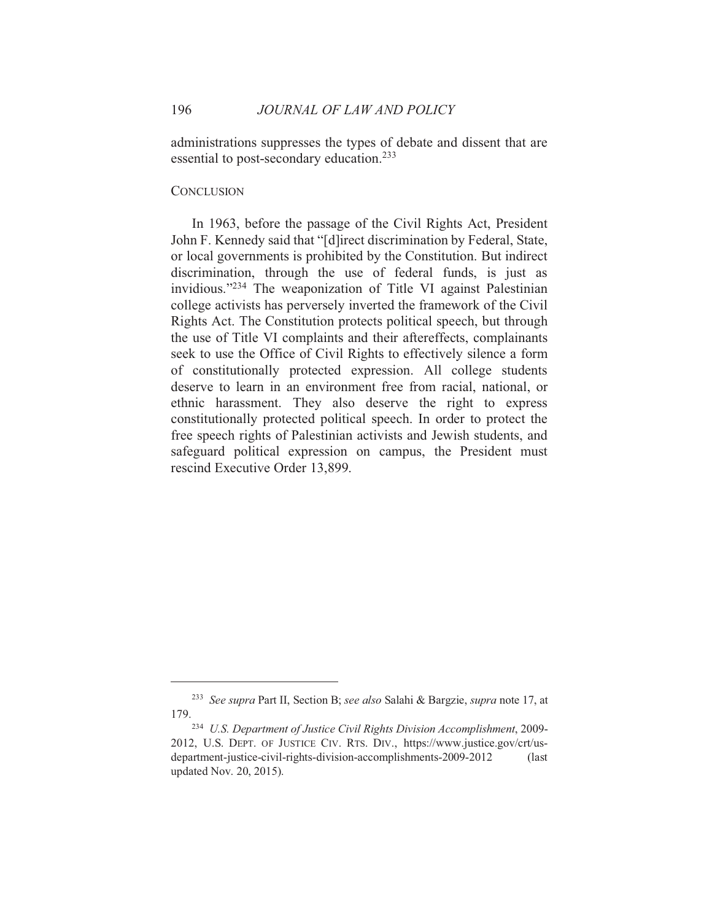administrations suppresses the types of debate and dissent that are essential to post-secondary education.[233]

## CONCLUSION

In 1963, before the passage of the Civil Rights Act, President John F. Kennedy said that "[d]irect discrimination by Federal, State, or local governments is prohibited by the Constitution. But indirect discrimination, through the use of federal funds, is just as invidious."[234] The weaponization of Title VI against Palestinian college activists has perversely inverted the framework of the Civil Rights Act. The Constitution protects political speech, but through the use of Title VI complaints and their aftereffects, complainants seek to use the Office of Civil Rights to effectively silence a form of constitutionally protected expression. All college students deserve to learn in an environment free from racial, national, or ethnic harassment. They also deserve the right to express constitutionally protected political speech. In order to protect the free speech rights of Palestinian activists and Jewish students, and safeguard political expression on campus, the President must rescind Executive Order 13,899.

---

[233] *See supra* Part II, Section B; *see also* Salahi & Bargzie, *supra* note 17, at 179.

[234] *U.S. Department of Justice Civil Rights Division Accomplishment*, 2009-2012, U.S. DEPT. OF JUSTICE CIV. RTS. DIV., https://www.justice.gov/crt/us-department-justice-civil-rights-division-accomplishments-2009-2012 (last updated Nov. 20, 2015).